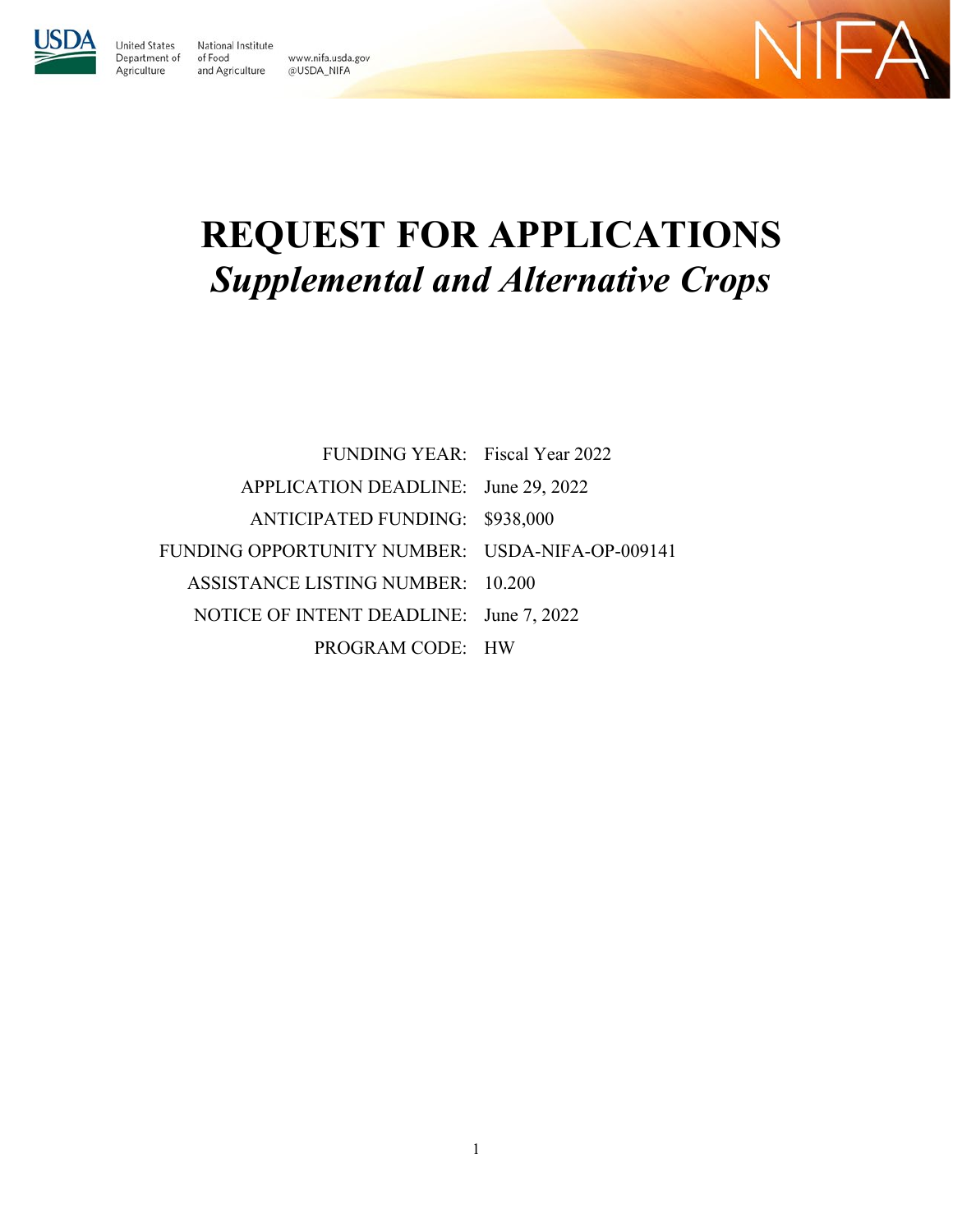United States Department of Agriculture

National Institute of Food and Agriculture

www.nifa.usda.gov
@USDA_NIFA

NIFA

# REQUEST FOR APPLICATIONS

## *Supplemental and Alternative Crops*

| | |
|---|---|
| FUNDING YEAR: | Fiscal Year 2022 |
| APPLICATION DEADLINE: | June 29, 2022 |
| ANTICIPATED FUNDING: | $938,000 |
| FUNDING OPPORTUNITY NUMBER: | USDA-NIFA-OP-009141 |
| ASSISTANCE LISTING NUMBER: | 10.200 |
| NOTICE OF INTENT DEADLINE: | June 7, 2022 |
| PROGRAM CODE: | HW |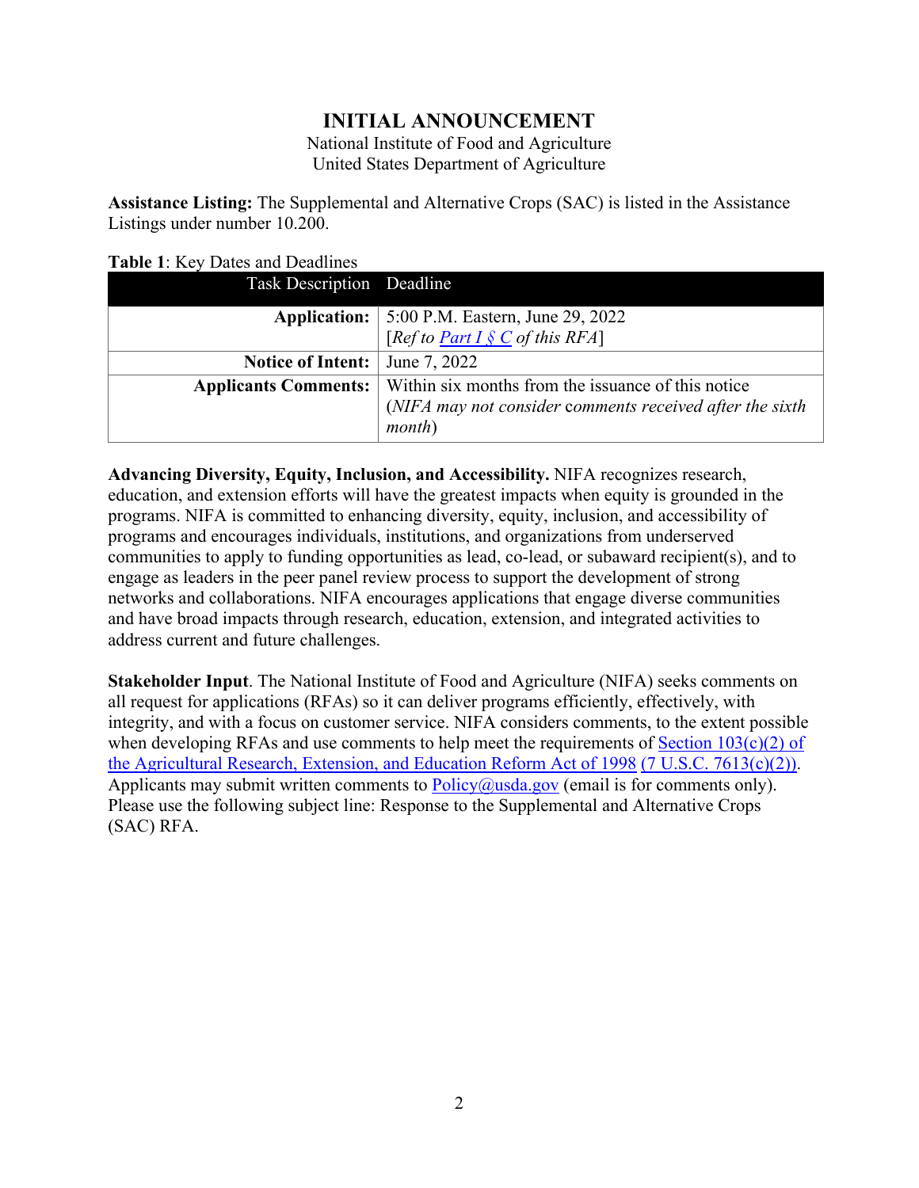# INITIAL ANNOUNCEMENT

National Institute of Food and Agriculture
United States Department of Agriculture

**Assistance Listing:** The Supplemental and Alternative Crops (SAC) is listed in the Assistance Listings under number 10.200.

**Table 1**: Key Dates and Deadlines

| Task Description | Deadline |
|---|---|
| **Application:** | 5:00 P.M. Eastern, June 29, 2022 [*Ref to* Part I § C *of this RFA*] |
| **Notice of Intent:** | June 7, 2022 |
| **Applicants Comments:** | Within six months from the issuance of this notice (*NIFA may not consider comments received after the sixth month*) |

**Advancing Diversity, Equity, Inclusion, and Accessibility.** NIFA recognizes research, education, and extension efforts will have the greatest impacts when equity is grounded in the programs. NIFA is committed to enhancing diversity, equity, inclusion, and accessibility of programs and encourages individuals, institutions, and organizations from underserved communities to apply to funding opportunities as lead, co-lead, or subaward recipient(s), and to engage as leaders in the peer panel review process to support the development of strong networks and collaborations. NIFA encourages applications that engage diverse communities and have broad impacts through research, education, extension, and integrated activities to address current and future challenges.

**Stakeholder Input**. The National Institute of Food and Agriculture (NIFA) seeks comments on all request for applications (RFAs) so it can deliver programs efficiently, effectively, with integrity, and with a focus on customer service. NIFA considers comments, to the extent possible when developing RFAs and use comments to help meet the requirements of Section 103(c)(2) of the Agricultural Research, Extension, and Education Reform Act of 1998 (7 U.S.C. 7613(c)(2)). Applicants may submit written comments to Policy@usda.gov (email is for comments only). Please use the following subject line: Response to the Supplemental and Alternative Crops (SAC) RFA.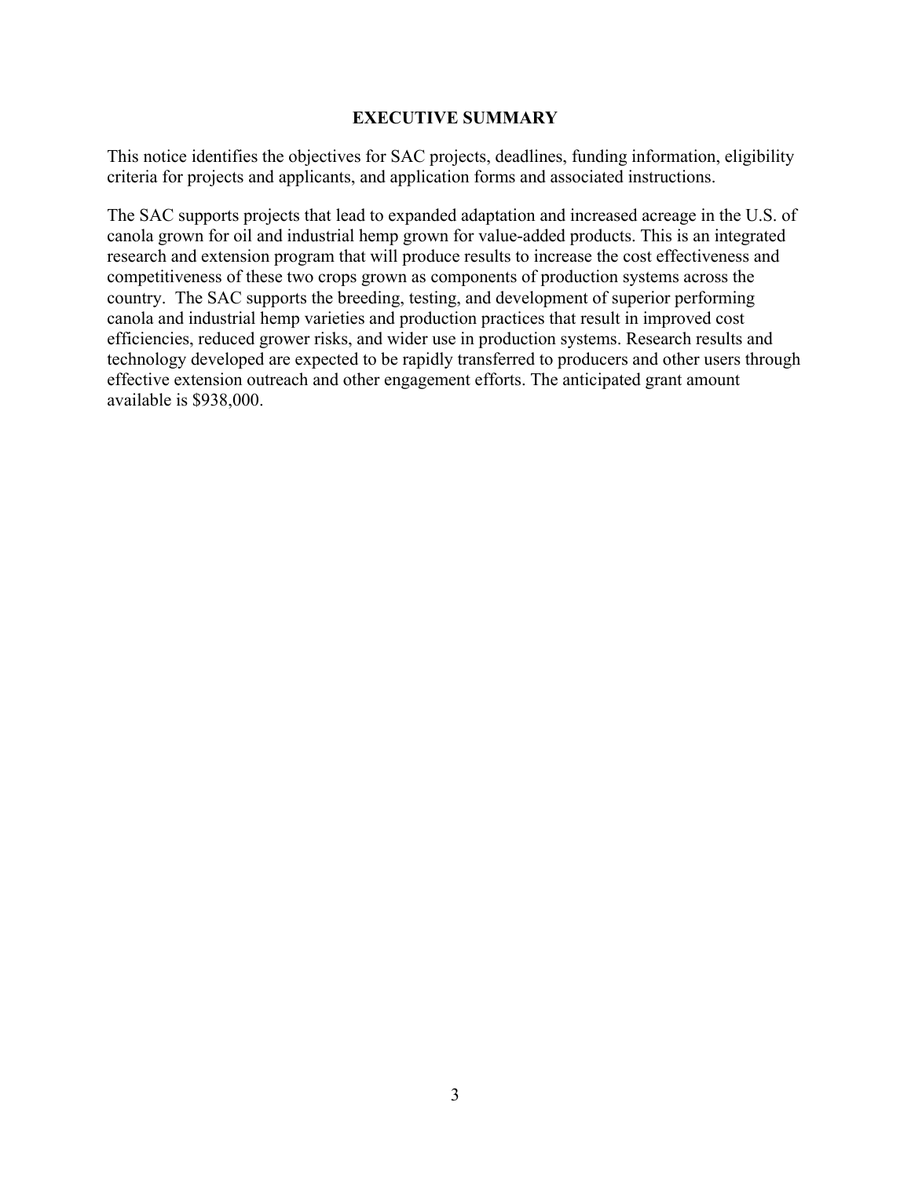# EXECUTIVE SUMMARY

This notice identifies the objectives for SAC projects, deadlines, funding information, eligibility criteria for projects and applicants, and application forms and associated instructions.

The SAC supports projects that lead to expanded adaptation and increased acreage in the U.S. of canola grown for oil and industrial hemp grown for value-added products. This is an integrated research and extension program that will produce results to increase the cost effectiveness and competitiveness of these two crops grown as components of production systems across the country. The SAC supports the breeding, testing, and development of superior performing canola and industrial hemp varieties and production practices that result in improved cost efficiencies, reduced grower risks, and wider use in production systems. Research results and technology developed are expected to be rapidly transferred to producers and other users through effective extension outreach and other engagement efforts. The anticipated grant amount available is $938,000.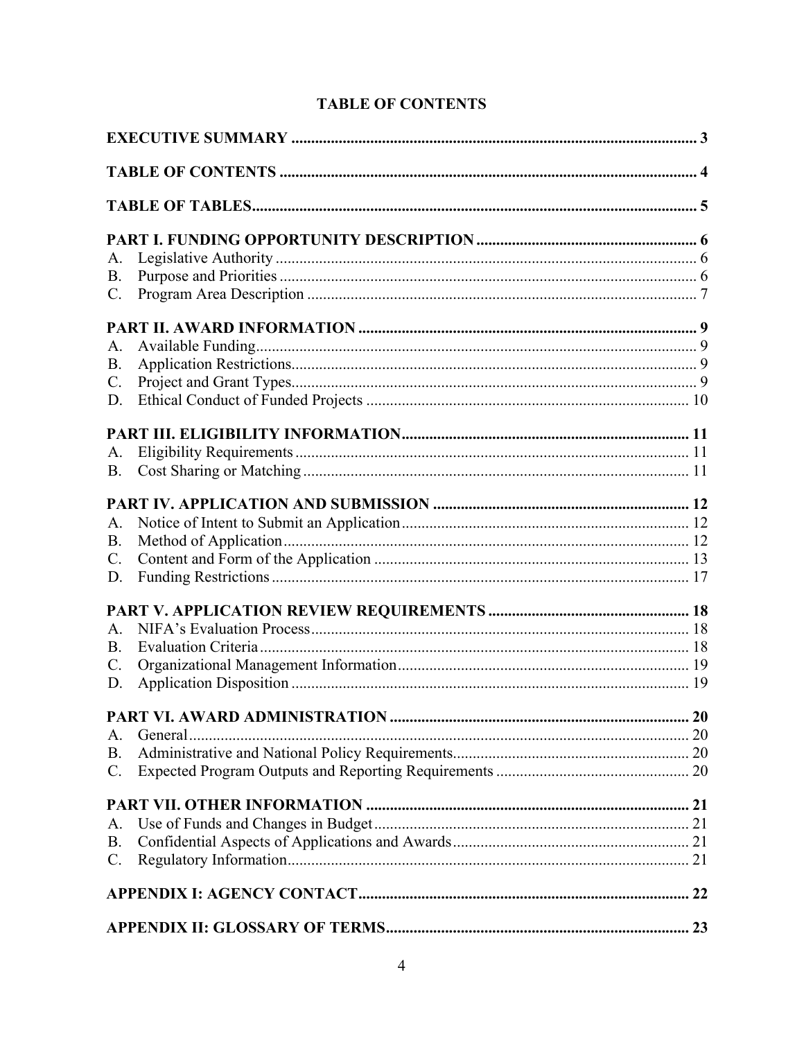# TABLE OF CONTENTS

**EXECUTIVE SUMMARY** ........................................................................................................ 3

**TABLE OF CONTENTS** ....................................................................................................... 4

**TABLE OF TABLES**............................................................................................................... 5

**PART I. FUNDING OPPORTUNITY DESCRIPTION** ....................................................... 6

A. Legislative Authority .......................................................................................................... 6
B. Purpose and Priorities ......................................................................................................... 6
C. Program Area Description .................................................................................................. 7

**PART II. AWARD INFORMATION** ..................................................................................... 9

A. Available Funding............................................................................................................... 9
B. Application Restrictions...................................................................................................... 9
C. Project and Grant Types...................................................................................................... 9
D. Ethical Conduct of Funded Projects ................................................................................. 10

**PART III. ELIGIBILITY INFORMATION**........................................................................ 11

A. Eligibility Requirements ................................................................................................... 11
B. Cost Sharing or Matching ................................................................................................. 11

**PART IV. APPLICATION AND SUBMISSION** ................................................................ 12

A. Notice of Intent to Submit an Application........................................................................ 12
B. Method of Application...................................................................................................... 12
C. Content and Form of the Application ............................................................................... 13
D. Funding Restrictions ......................................................................................................... 17

**PART V. APPLICATION REVIEW REQUIREMENTS** .................................................. 18

A. NIFA's Evaluation Process............................................................................................... 18
B. Evaluation Criteria ............................................................................................................ 18
C. Organizational Management Information......................................................................... 19
D. Application Disposition .................................................................................................... 19

**PART VI. AWARD ADMINISTRATION** ........................................................................... 20

A. General.............................................................................................................................. 20
B. Administrative and National Policy Requirements........................................................... 20
C. Expected Program Outputs and Reporting Requirements ................................................ 20

**PART VII. OTHER INFORMATION** ................................................................................. 21

A. Use of Funds and Changes in Budget ............................................................................... 21
B. Confidential Aspects of Applications and Awards........................................................... 21
C. Regulatory Information..................................................................................................... 21

**APPENDIX I: AGENCY CONTACT**.................................................................................. 22

**APPENDIX II: GLOSSARY OF TERMS**........................................................................... 23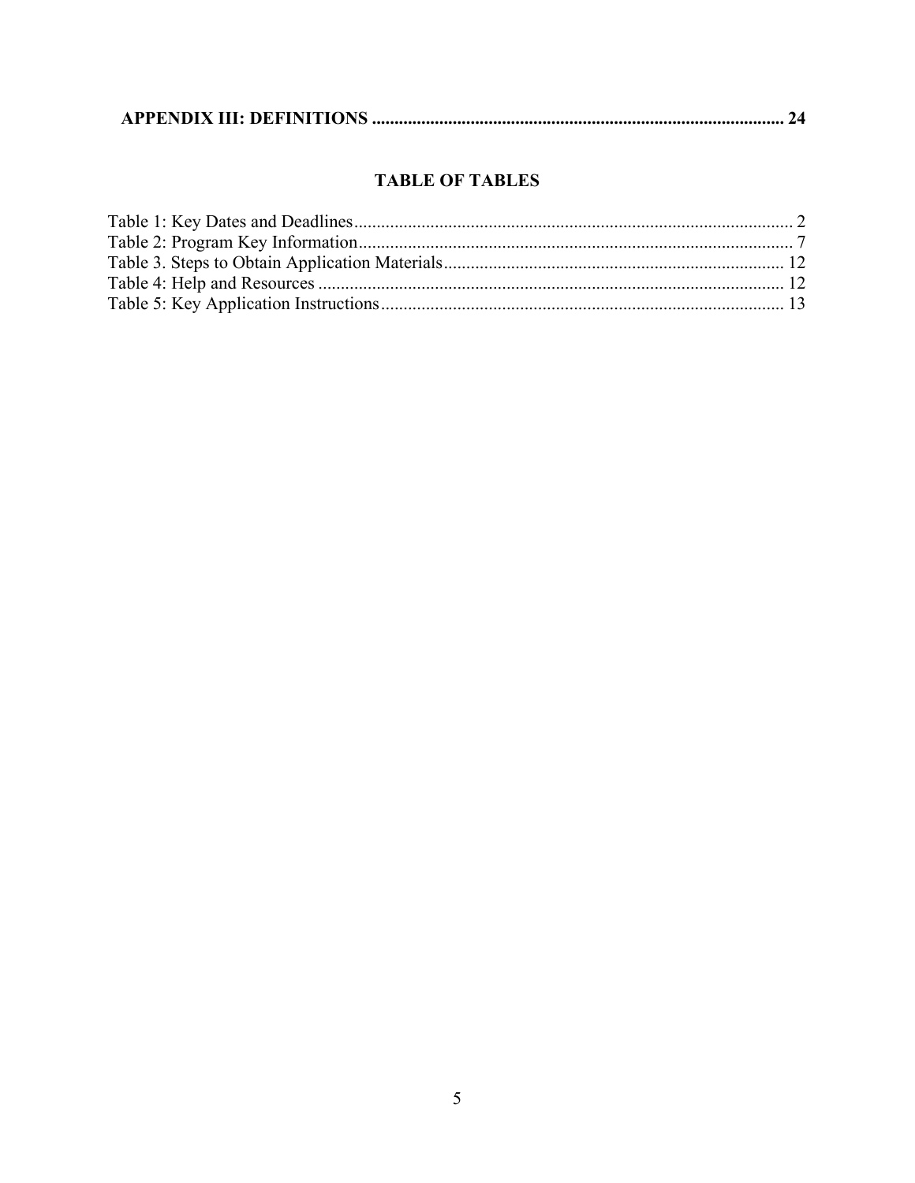**APPENDIX III: DEFINITIONS** ........................................................................................... **24**

## TABLE OF TABLES

Table 1: Key Dates and Deadlines ................................................................................................ 2
Table 2: Program Key Information ................................................................................................ 7
Table 3. Steps to Obtain Application Materials ........................................................................... 12
Table 4: Help and Resources ....................................................................................................... 12
Table 5: Key Application Instructions ......................................................................................... 13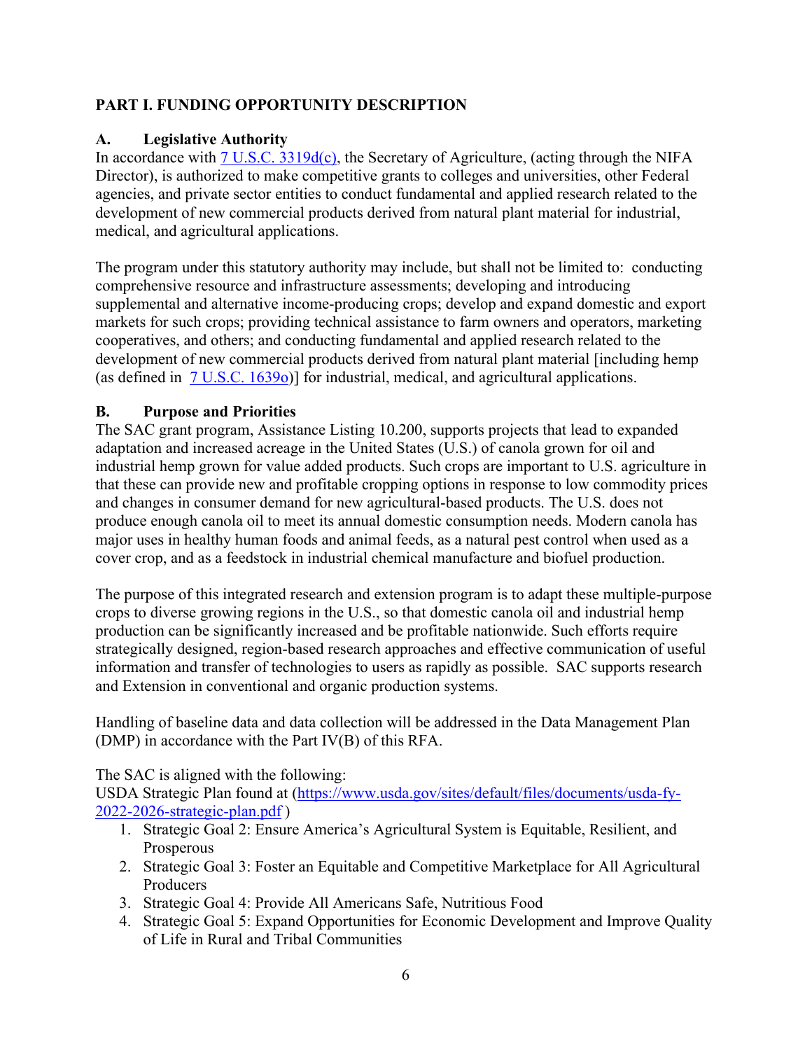## PART I. FUNDING OPPORTUNITY DESCRIPTION

### A. Legislative Authority

In accordance with [7 U.S.C. 3319d(c)](), the Secretary of Agriculture, (acting through the NIFA Director), is authorized to make competitive grants to colleges and universities, other Federal agencies, and private sector entities to conduct fundamental and applied research related to the development of new commercial products derived from natural plant material for industrial, medical, and agricultural applications.

The program under this statutory authority may include, but shall not be limited to: conducting comprehensive resource and infrastructure assessments; developing and introducing supplemental and alternative income-producing crops; develop and expand domestic and export markets for such crops; providing technical assistance to farm owners and operators, marketing cooperatives, and others; and conducting fundamental and applied research related to the development of new commercial products derived from natural plant material [including hemp (as defined in [7 U.S.C. 1639o]())] for industrial, medical, and agricultural applications.

### B. Purpose and Priorities

The SAC grant program, Assistance Listing 10.200, supports projects that lead to expanded adaptation and increased acreage in the United States (U.S.) of canola grown for oil and industrial hemp grown for value added products. Such crops are important to U.S. agriculture in that these can provide new and profitable cropping options in response to low commodity prices and changes in consumer demand for new agricultural-based products. The U.S. does not produce enough canola oil to meet its annual domestic consumption needs. Modern canola has major uses in healthy human foods and animal feeds, as a natural pest control when used as a cover crop, and as a feedstock in industrial chemical manufacture and biofuel production.

The purpose of this integrated research and extension program is to adapt these multiple-purpose crops to diverse growing regions in the U.S., so that domestic canola oil and industrial hemp production can be significantly increased and be profitable nationwide. Such efforts require strategically designed, region-based research approaches and effective communication of useful information and transfer of technologies to users as rapidly as possible. SAC supports research and Extension in conventional and organic production systems.

Handling of baseline data and data collection will be addressed in the Data Management Plan (DMP) in accordance with the Part IV(B) of this RFA.

The SAC is aligned with the following:
USDA Strategic Plan found at ([https://www.usda.gov/sites/default/files/documents/usda-fy-2022-2026-strategic-plan.pdf](https://www.usda.gov/sites/default/files/documents/usda-fy-2022-2026-strategic-plan.pdf) )

1. Strategic Goal 2: Ensure America's Agricultural System is Equitable, Resilient, and Prosperous
2. Strategic Goal 3: Foster an Equitable and Competitive Marketplace for All Agricultural Producers
3. Strategic Goal 4: Provide All Americans Safe, Nutritious Food
4. Strategic Goal 5: Expand Opportunities for Economic Development and Improve Quality of Life in Rural and Tribal Communities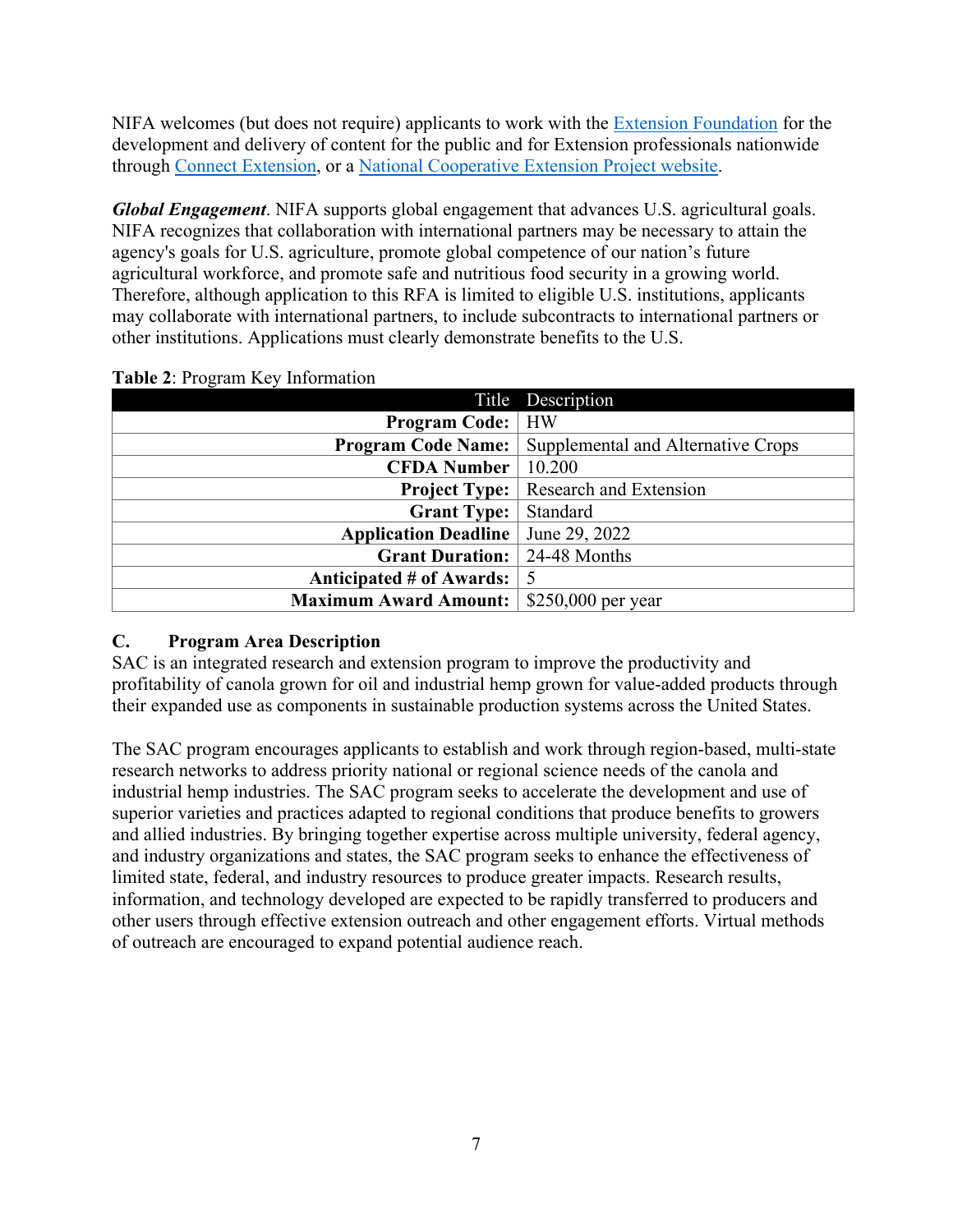NIFA welcomes (but does not require) applicants to work with the [Extension Foundation] for the development and delivery of content for the public and for Extension professionals nationwide through [Connect Extension], or a [National Cooperative Extension Project website].

***Global Engagement***. NIFA supports global engagement that advances U.S. agricultural goals. NIFA recognizes that collaboration with international partners may be necessary to attain the agency's goals for U.S. agriculture, promote global competence of our nation's future agricultural workforce, and promote safe and nutritious food security in a growing world. Therefore, although application to this RFA is limited to eligible U.S. institutions, applicants may collaborate with international partners, to include subcontracts to international partners or other institutions. Applications must clearly demonstrate benefits to the U.S.

**Table 2**: Program Key Information

| Title | Description |
|---:|---|
| **Program Code:** | HW |
| **Program Code Name:** | Supplemental and Alternative Crops |
| **CFDA Number** | 10.200 |
| **Project Type:** | Research and Extension |
| **Grant Type:** | Standard |
| **Application Deadline** | June 29, 2022 |
| **Grant Duration:** | 24-48 Months |
| **Anticipated # of Awards:** | 5 |
| **Maximum Award Amount:** | $250,000 per year |

### C. Program Area Description

SAC is an integrated research and extension program to improve the productivity and profitability of canola grown for oil and industrial hemp grown for value-added products through their expanded use as components in sustainable production systems across the United States.

The SAC program encourages applicants to establish and work through region-based, multi-state research networks to address priority national or regional science needs of the canola and industrial hemp industries. The SAC program seeks to accelerate the development and use of superior varieties and practices adapted to regional conditions that produce benefits to growers and allied industries. By bringing together expertise across multiple university, federal agency, and industry organizations and states, the SAC program seeks to enhance the effectiveness of limited state, federal, and industry resources to produce greater impacts. Research results, information, and technology developed are expected to be rapidly transferred to producers and other users through effective extension outreach and other engagement efforts. Virtual methods of outreach are encouraged to expand potential audience reach.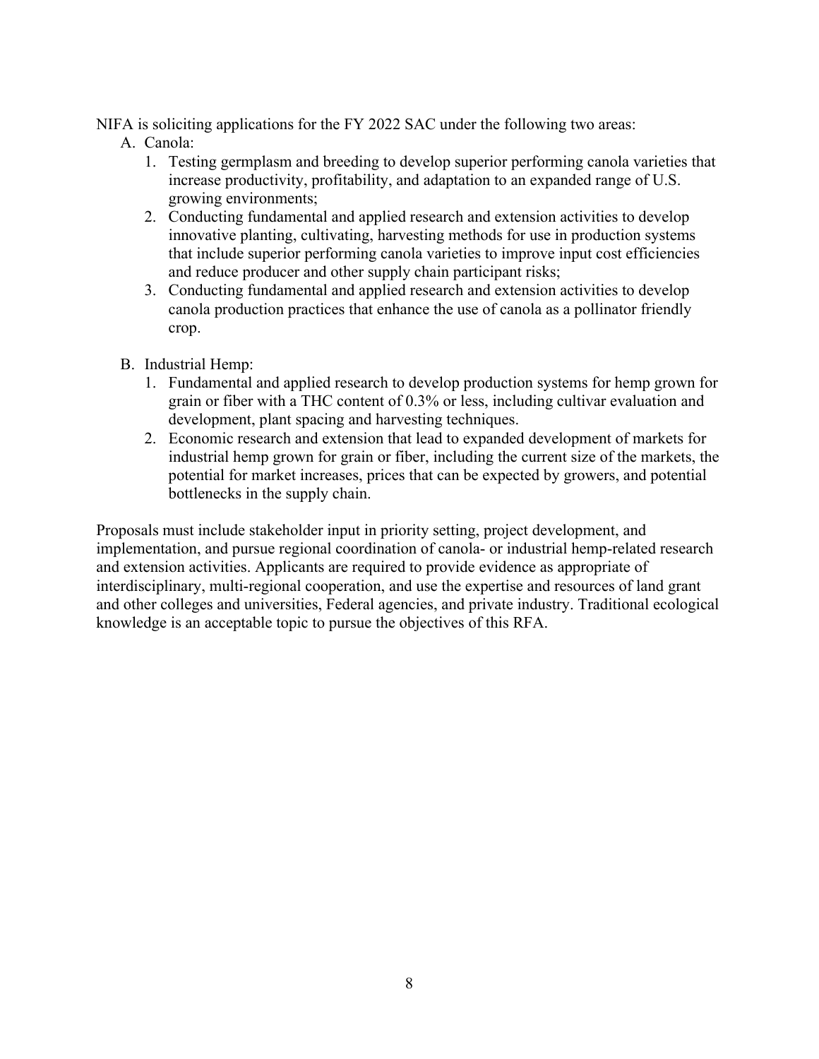NIFA is soliciting applications for the FY 2022 SAC under the following two areas:

A. Canola:
   1. Testing germplasm and breeding to develop superior performing canola varieties that increase productivity, profitability, and adaptation to an expanded range of U.S. growing environments;
   2. Conducting fundamental and applied research and extension activities to develop innovative planting, cultivating, harvesting methods for use in production systems that include superior performing canola varieties to improve input cost efficiencies and reduce producer and other supply chain participant risks;
   3. Conducting fundamental and applied research and extension activities to develop canola production practices that enhance the use of canola as a pollinator friendly crop.

B. Industrial Hemp:
   1. Fundamental and applied research to develop production systems for hemp grown for grain or fiber with a THC content of 0.3% or less, including cultivar evaluation and development, plant spacing and harvesting techniques.
   2. Economic research and extension that lead to expanded development of markets for industrial hemp grown for grain or fiber, including the current size of the markets, the potential for market increases, prices that can be expected by growers, and potential bottlenecks in the supply chain.

Proposals must include stakeholder input in priority setting, project development, and implementation, and pursue regional coordination of canola- or industrial hemp-related research and extension activities. Applicants are required to provide evidence as appropriate of interdisciplinary, multi-regional cooperation, and use the expertise and resources of land grant and other colleges and universities, Federal agencies, and private industry. Traditional ecological knowledge is an acceptable topic to pursue the objectives of this RFA.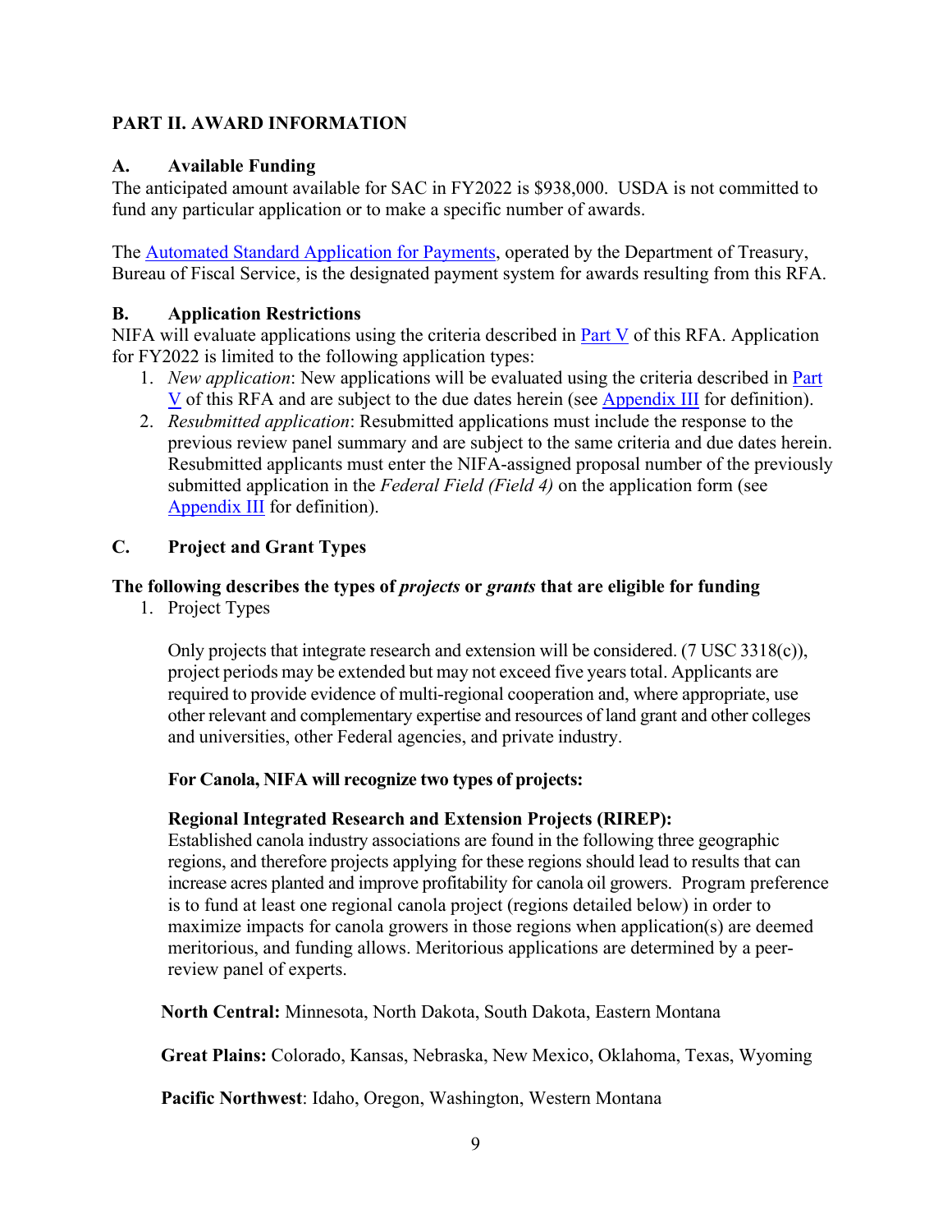## PART II. AWARD INFORMATION

### A. Available Funding

The anticipated amount available for SAC in FY2022 is $938,000. USDA is not committed to fund any particular application or to make a specific number of awards.

The Automated Standard Application for Payments, operated by the Department of Treasury, Bureau of Fiscal Service, is the designated payment system for awards resulting from this RFA.

### B. Application Restrictions

NIFA will evaluate applications using the criteria described in Part V of this RFA. Application for FY2022 is limited to the following application types:

1. *New application*: New applications will be evaluated using the criteria described in Part V of this RFA and are subject to the due dates herein (see Appendix III for definition).
2. *Resubmitted application*: Resubmitted applications must include the response to the previous review panel summary and are subject to the same criteria and due dates herein. Resubmitted applicants must enter the NIFA-assigned proposal number of the previously submitted application in the *Federal Field (Field 4)* on the application form (see Appendix III for definition).

### C. Project and Grant Types

**The following describes the types of *projects* or *grants* that are eligible for funding**

1. Project Types

   Only projects that integrate research and extension will be considered. (7 USC 3318(c)), project periods may be extended but may not exceed five years total. Applicants are required to provide evidence of multi-regional cooperation and, where appropriate, use other relevant and complementary expertise and resources of land grant and other colleges and universities, other Federal agencies, and private industry.

   **For Canola, NIFA will recognize two types of projects:**

   **Regional Integrated Research and Extension Projects (RIREP):**
   Established canola industry associations are found in the following three geographic regions, and therefore projects applying for these regions should lead to results that can increase acres planted and improve profitability for canola oil growers. Program preference is to fund at least one regional canola project (regions detailed below) in order to maximize impacts for canola growers in those regions when application(s) are deemed meritorious, and funding allows. Meritorious applications are determined by a peer-review panel of experts.

   **North Central:** Minnesota, North Dakota, South Dakota, Eastern Montana

   **Great Plains:** Colorado, Kansas, Nebraska, New Mexico, Oklahoma, Texas, Wyoming

   **Pacific Northwest**: Idaho, Oregon, Washington, Western Montana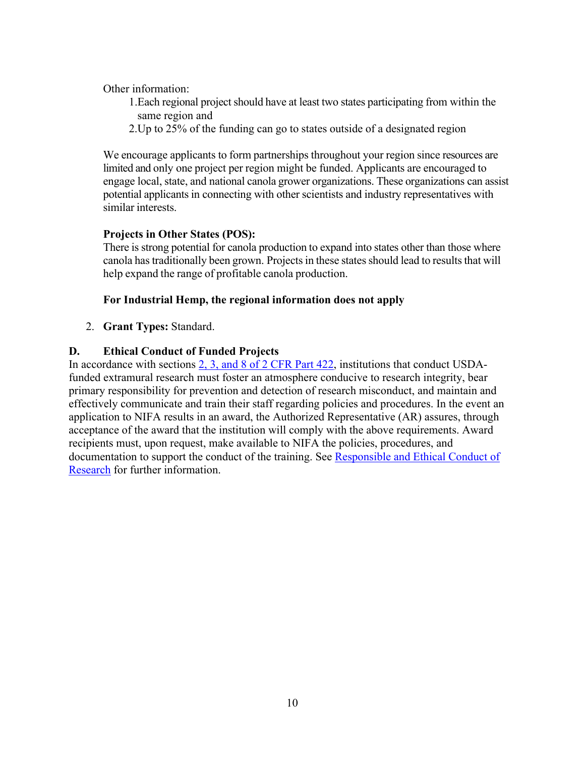Other information:

1. Each regional project should have at least two states participating from within the same region and
2. Up to 25% of the funding can go to states outside of a designated region

We encourage applicants to form partnerships throughout your region since resources are limited and only one project per region might be funded. Applicants are encouraged to engage local, state, and national canola grower organizations. These organizations can assist potential applicants in connecting with other scientists and industry representatives with similar interests.

**Projects in Other States (POS):**
There is strong potential for canola production to expand into states other than those where canola has traditionally been grown. Projects in these states should lead to results that will help expand the range of profitable canola production.

**For Industrial Hemp, the regional information does not apply**

2. **Grant Types:** Standard.

## D. Ethical Conduct of Funded Projects

In accordance with sections [2, 3, and 8 of 2 CFR Part 422](), institutions that conduct USDA-funded extramural research must foster an atmosphere conducive to research integrity, bear primary responsibility for prevention and detection of research misconduct, and maintain and effectively communicate and train their staff regarding policies and procedures. In the event an application to NIFA results in an award, the Authorized Representative (AR) assures, through acceptance of the award that the institution will comply with the above requirements. Award recipients must, upon request, make available to NIFA the policies, procedures, and documentation to support the conduct of the training. See [Responsible and Ethical Conduct of Research]() for further information.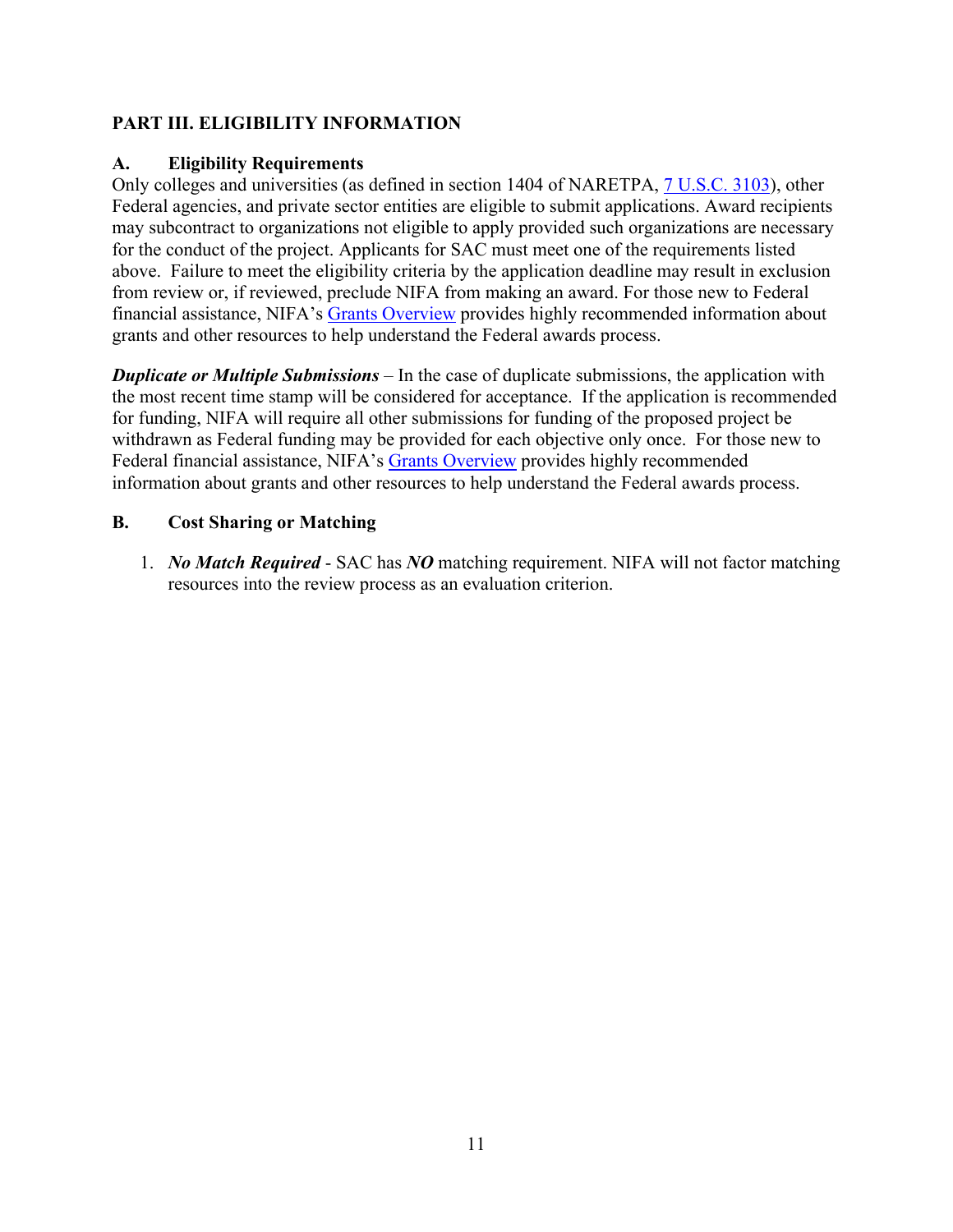## PART III. ELIGIBILITY INFORMATION

### A. Eligibility Requirements

Only colleges and universities (as defined in section 1404 of NARETPA, [7 U.S.C. 3103](7 U.S.C. 3103)), other Federal agencies, and private sector entities are eligible to submit applications. Award recipients may subcontract to organizations not eligible to apply provided such organizations are necessary for the conduct of the project. Applicants for SAC must meet one of the requirements listed above. Failure to meet the eligibility criteria by the application deadline may result in exclusion from review or, if reviewed, preclude NIFA from making an award. For those new to Federal financial assistance, NIFA's Grants Overview provides highly recommended information about grants and other resources to help understand the Federal awards process.

***Duplicate or Multiple Submissions*** – In the case of duplicate submissions, the application with the most recent time stamp will be considered for acceptance. If the application is recommended for funding, NIFA will require all other submissions for funding of the proposed project be withdrawn as Federal funding may be provided for each objective only once. For those new to Federal financial assistance, NIFA's Grants Overview provides highly recommended information about grants and other resources to help understand the Federal awards process.

### B. Cost Sharing or Matching

1. ***No Match Required*** - SAC has ***NO*** matching requirement. NIFA will not factor matching resources into the review process as an evaluation criterion.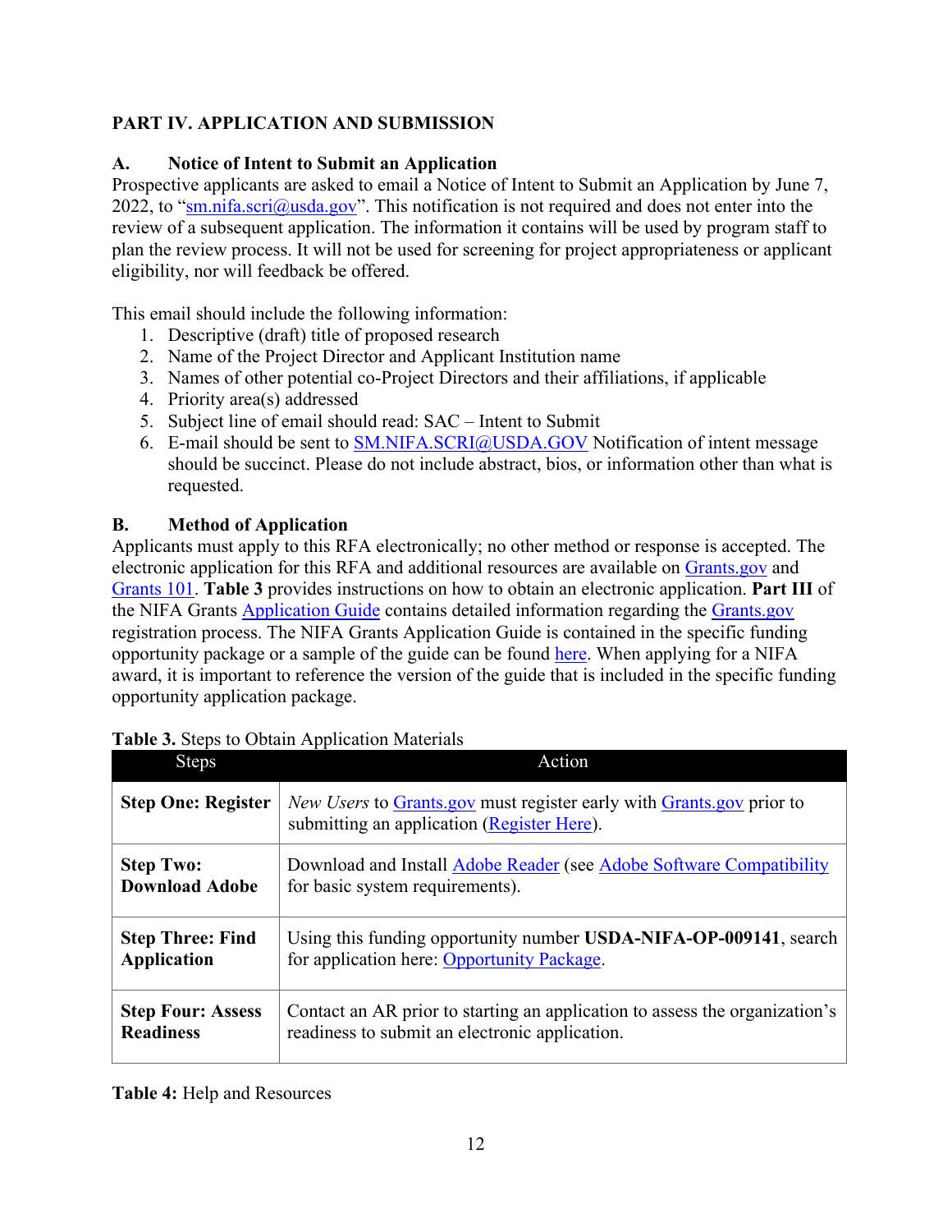## PART IV. APPLICATION AND SUBMISSION

### A. Notice of Intent to Submit an Application

Prospective applicants are asked to email a Notice of Intent to Submit an Application by June 7, 2022, to "sm.nifa.scri@usda.gov". This notification is not required and does not enter into the review of a subsequent application. The information it contains will be used by program staff to plan the review process. It will not be used for screening for project appropriateness or applicant eligibility, nor will feedback be offered.

This email should include the following information:

1. Descriptive (draft) title of proposed research
2. Name of the Project Director and Applicant Institution name
3. Names of other potential co-Project Directors and their affiliations, if applicable
4. Priority area(s) addressed
5. Subject line of email should read: SAC – Intent to Submit
6. E-mail should be sent to SM.NIFA.SCRI@USDA.GOV Notification of intent message should be succinct. Please do not include abstract, bios, or information other than what is requested.

### B. Method of Application

Applicants must apply to this RFA electronically; no other method or response is accepted. The electronic application for this RFA and additional resources are available on Grants.gov and Grants 101. **Table 3** provides instructions on how to obtain an electronic application. **Part III** of the NIFA Grants Application Guide contains detailed information regarding the Grants.gov registration process. The NIFA Grants Application Guide is contained in the specific funding opportunity package or a sample of the guide can be found here. When applying for a NIFA award, it is important to reference the version of the guide that is included in the specific funding opportunity application package.

**Table 3.** Steps to Obtain Application Materials

| Steps | Action |
|---|---|
| **Step One: Register** | *New Users* to Grants.gov must register early with Grants.gov prior to submitting an application (Register Here). |
| **Step Two: Download Adobe** | Download and Install Adobe Reader (see Adobe Software Compatibility for basic system requirements). |
| **Step Three: Find Application** | Using this funding opportunity number **USDA-NIFA-OP-009141**, search for application here: Opportunity Package. |
| **Step Four: Assess Readiness** | Contact an AR prior to starting an application to assess the organization's readiness to submit an electronic application. |

**Table 4:** Help and Resources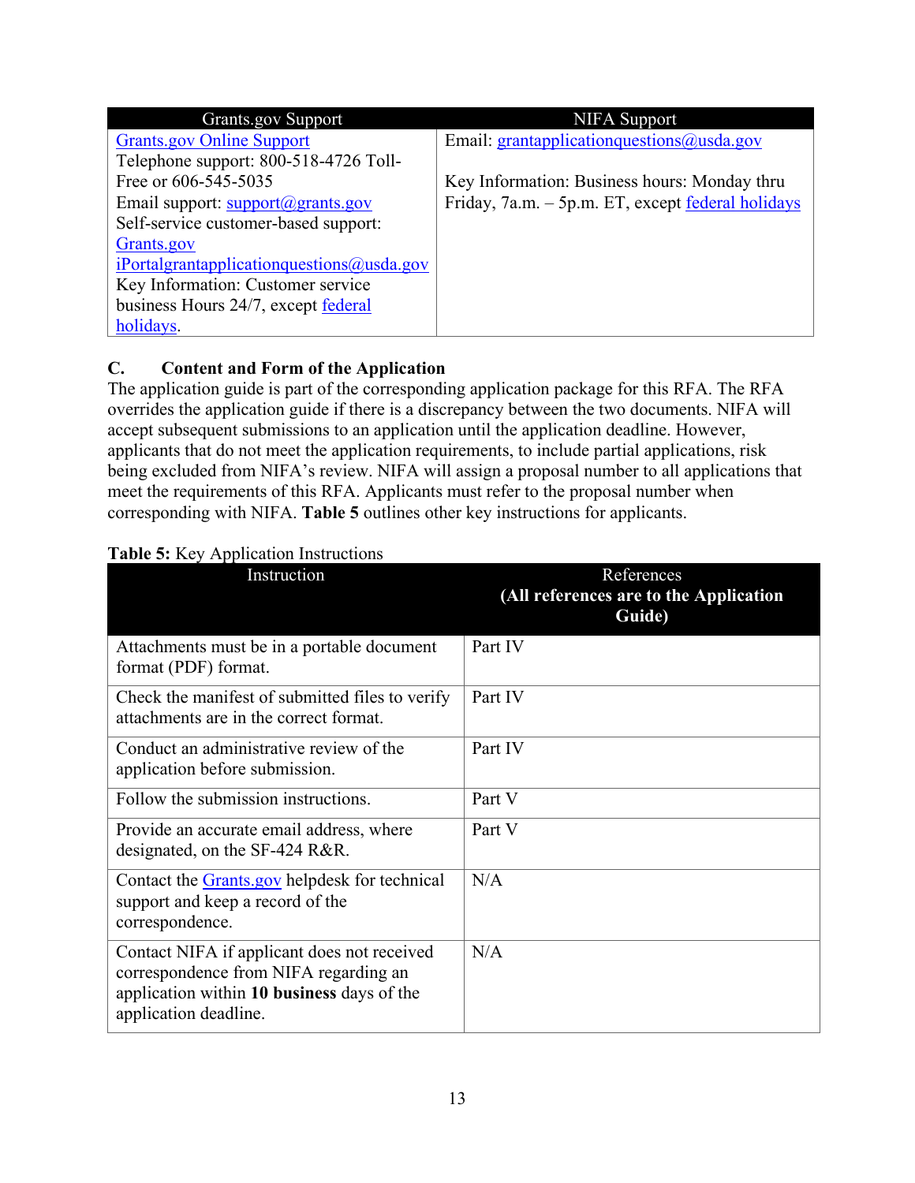| Grants.gov Support | NIFA Support |
|---|---|
| Grants.gov Online Support<br>Telephone support: 800-518-4726 Toll-Free or 606-545-5035<br>Email support: support@grants.gov<br>Self-service customer-based support: Grants.gov<br>iPortalgrantapplicationquestions@usda.gov<br>Key Information: Customer service business Hours 24/7, except federal holidays. | Email: grantapplicationquestions@usda.gov<br><br>Key Information: Business hours: Monday thru Friday, 7a.m. – 5p.m. ET, except federal holidays |

## C. Content and Form of the Application

The application guide is part of the corresponding application package for this RFA. The RFA overrides the application guide if there is a discrepancy between the two documents. NIFA will accept subsequent submissions to an application until the application deadline. However, applicants that do not meet the application requirements, to include partial applications, risk being excluded from NIFA's review. NIFA will assign a proposal number to all applications that meet the requirements of this RFA. Applicants must refer to the proposal number when corresponding with NIFA. **Table 5** outlines other key instructions for applicants.

**Table 5:** Key Application Instructions

| Instruction | References **(All references are to the Application Guide)** |
|---|---|
| Attachments must be in a portable document format (PDF) format. | Part IV |
| Check the manifest of submitted files to verify attachments are in the correct format. | Part IV |
| Conduct an administrative review of the application before submission. | Part IV |
| Follow the submission instructions. | Part V |
| Provide an accurate email address, where designated, on the SF-424 R&R. | Part V |
| Contact the Grants.gov helpdesk for technical support and keep a record of the correspondence. | N/A |
| Contact NIFA if applicant does not received correspondence from NIFA regarding an application within **10 business** days of the application deadline. | N/A |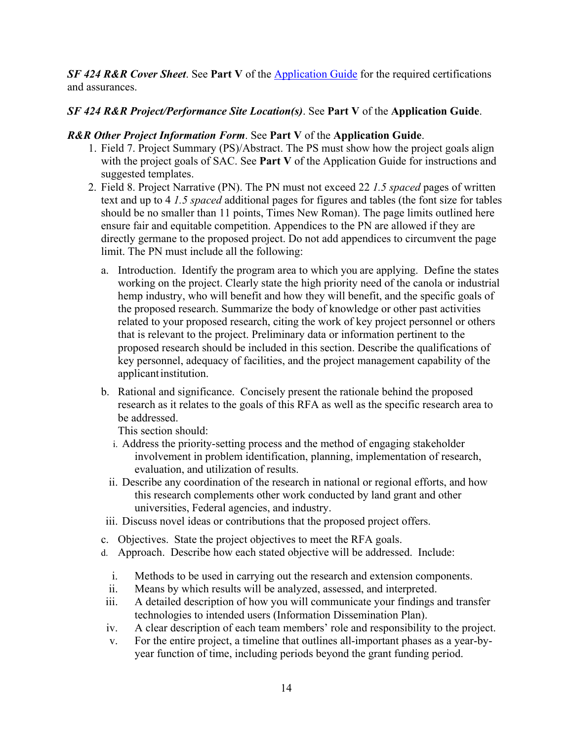***SF 424 R&R Cover Sheet***. See **Part V** of the [Application Guide](Application Guide) for the required certifications and assurances.

***SF 424 R&R Project/Performance Site Location(s)***. See **Part V** of the **Application Guide**.

***R&R Other Project Information Form***. See **Part V** of the **Application Guide**.

1. Field 7. Project Summary (PS)/Abstract. The PS must show how the project goals align with the project goals of SAC. See **Part V** of the Application Guide for instructions and suggested templates.
2. Field 8. Project Narrative (PN). The PN must not exceed 22 *1.5 spaced* pages of written text and up to 4 *1.5 spaced* additional pages for figures and tables (the font size for tables should be no smaller than 11 points, Times New Roman). The page limits outlined here ensure fair and equitable competition. Appendices to the PN are allowed if they are directly germane to the proposed project. Do not add appendices to circumvent the page limit. The PN must include all the following:

   a. Introduction. Identify the program area to which you are applying. Define the states working on the project. Clearly state the high priority need of the canola or industrial hemp industry, who will benefit and how they will benefit, and the specific goals of the proposed research. Summarize the body of knowledge or other past activities related to your proposed research, citing the work of key project personnel or others that is relevant to the project. Preliminary data or information pertinent to the proposed research should be included in this section. Describe the qualifications of key personnel, adequacy of facilities, and the project management capability of the applicant institution.

   b. Rational and significance. Concisely present the rationale behind the proposed research as it relates to the goals of this RFA as well as the specific research area to be addressed.
   This section should:
      i. Address the priority-setting process and the method of engaging stakeholder involvement in problem identification, planning, implementation of research, evaluation, and utilization of results.
      ii. Describe any coordination of the research in national or regional efforts, and how this research complements other work conducted by land grant and other universities, Federal agencies, and industry.
      iii. Discuss novel ideas or contributions that the proposed project offers.

   c. Objectives. State the project objectives to meet the RFA goals.

   d. Approach. Describe how each stated objective will be addressed. Include:
      i. Methods to be used in carrying out the research and extension components.
      ii. Means by which results will be analyzed, assessed, and interpreted.
      iii. A detailed description of how you will communicate your findings and transfer technologies to intended users (Information Dissemination Plan).
      iv. A clear description of each team members' role and responsibility to the project.
      v. For the entire project, a timeline that outlines all-important phases as a year-by-year function of time, including periods beyond the grant funding period.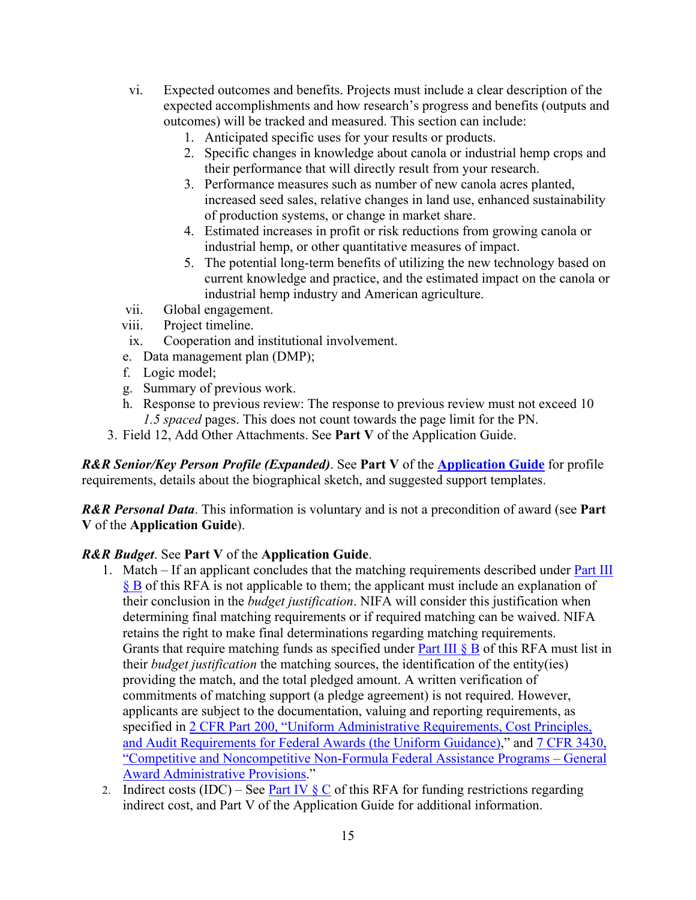vi. Expected outcomes and benefits. Projects must include a clear description of the expected accomplishments and how research's progress and benefits (outputs and outcomes) will be tracked and measured. This section can include:
    1. Anticipated specific uses for your results or products.
    2. Specific changes in knowledge about canola or industrial hemp crops and their performance that will directly result from your research.
    3. Performance measures such as number of new canola acres planted, increased seed sales, relative changes in land use, enhanced sustainability of production systems, or change in market share.
    4. Estimated increases in profit or risk reductions from growing canola or industrial hemp, or other quantitative measures of impact.
    5. The potential long-term benefits of utilizing the new technology based on current knowledge and practice, and the estimated impact on the canola or industrial hemp industry and American agriculture.

vii. Global engagement.

viii. Project timeline.

ix. Cooperation and institutional involvement.

e. Data management plan (DMP);

f. Logic model;

g. Summary of previous work.

h. Response to previous review: The response to previous review must not exceed 10 *1.5 spaced* pages. This does not count towards the page limit for the PN.

3. Field 12, Add Other Attachments. See **Part V** of the Application Guide.

***R&R Senior/Key Person Profile (Expanded)***. See **Part V** of the **[Application Guide](Application Guide)** for profile requirements, details about the biographical sketch, and suggested support templates.

***R&R Personal Data***. This information is voluntary and is not a precondition of award (see **Part V** of the **Application Guide**).

***R&R Budget***. See **Part V** of the **Application Guide**.

1. Match – If an applicant concludes that the matching requirements described under Part III § B of this RFA is not applicable to them; the applicant must include an explanation of their conclusion in the *budget justification*. NIFA will consider this justification when determining final matching requirements or if required matching can be waived. NIFA retains the right to make final determinations regarding matching requirements. Grants that require matching funds as specified under Part III § B of this RFA must list in their *budget justification* the matching sources, the identification of the entity(ies) providing the match, and the total pledged amount. A written verification of commitments of matching support (a pledge agreement) is not required. However, applicants are subject to the documentation, valuing and reporting requirements, as specified in 2 CFR Part 200, "Uniform Administrative Requirements, Cost Principles, and Audit Requirements for Federal Awards (the Uniform Guidance)," and 7 CFR 3430, "Competitive and Noncompetitive Non-Formula Federal Assistance Programs – General Award Administrative Provisions."
2. Indirect costs (IDC) – See Part IV § C of this RFA for funding restrictions regarding indirect cost, and Part V of the Application Guide for additional information.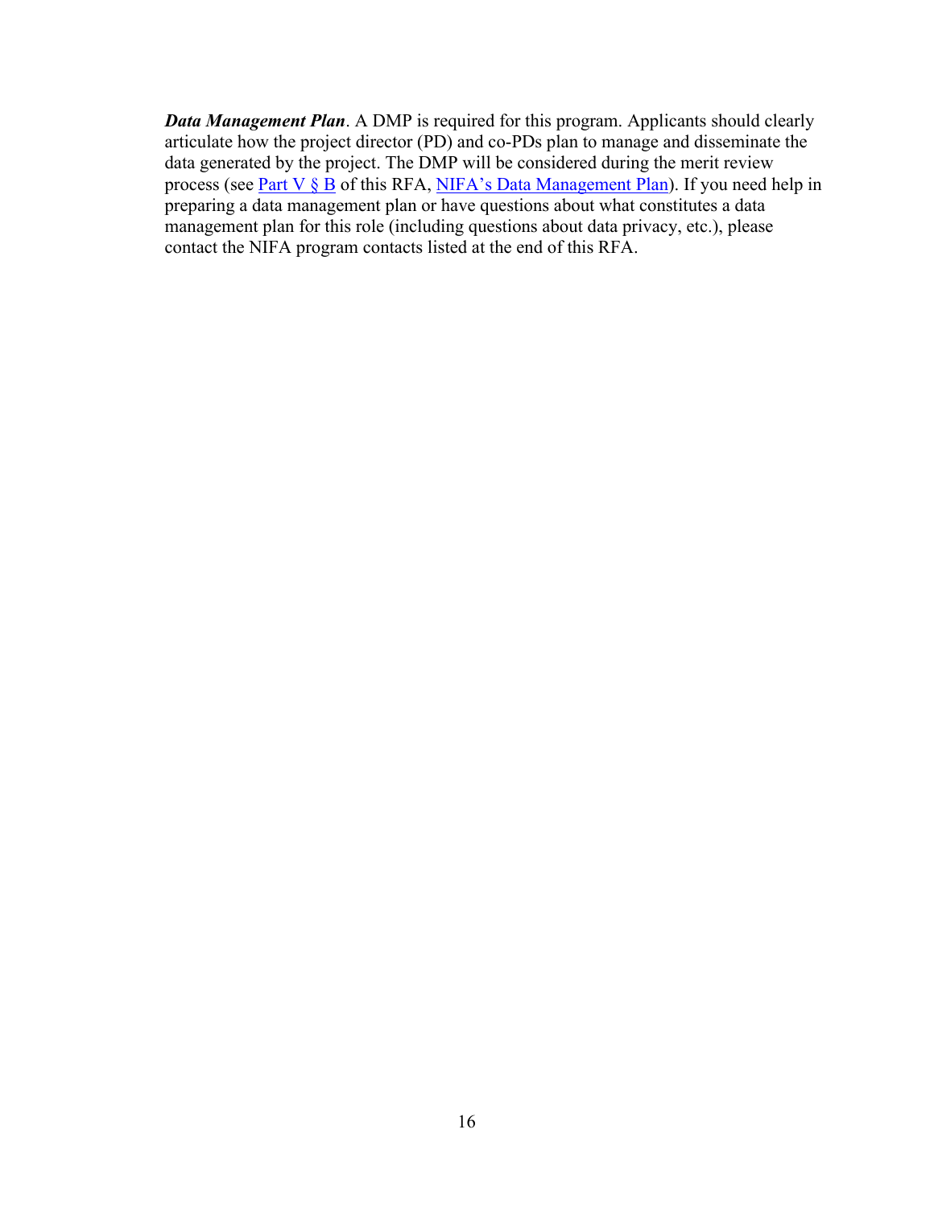***Data Management Plan***. A DMP is required for this program. Applicants should clearly articulate how the project director (PD) and co-PDs plan to manage and disseminate the data generated by the project. The DMP will be considered during the merit review process (see Part V § B of this RFA, NIFA's Data Management Plan). If you need help in preparing a data management plan or have questions about what constitutes a data management plan for this role (including questions about data privacy, etc.), please contact the NIFA program contacts listed at the end of this RFA.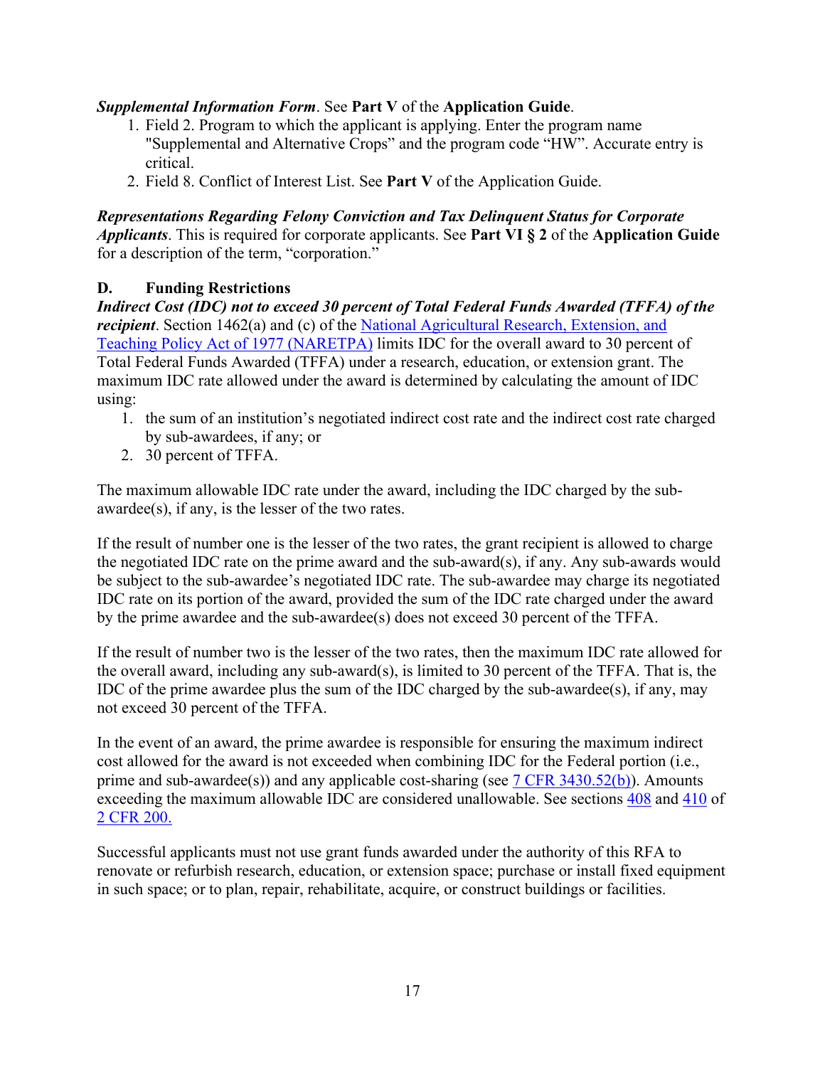***Supplemental Information Form***. See **Part V** of the **Application Guide**.

1. Field 2. Program to which the applicant is applying. Enter the program name "Supplemental and Alternative Crops" and the program code "HW". Accurate entry is critical.
2. Field 8. Conflict of Interest List. See **Part V** of the Application Guide.

***Representations Regarding Felony Conviction and Tax Delinquent Status for Corporate Applicants***. This is required for corporate applicants. See **Part VI § 2** of the **Application Guide** for a description of the term, "corporation."

### D. Funding Restrictions

***Indirect Cost (IDC) not to exceed 30 percent of Total Federal Funds Awarded (TFFA) of the recipient***. Section 1462(a) and (c) of the [National Agricultural Research, Extension, and Teaching Policy Act of 1977 (NARETPA)]() limits IDC for the overall award to 30 percent of Total Federal Funds Awarded (TFFA) under a research, education, or extension grant. The maximum IDC rate allowed under the award is determined by calculating the amount of IDC using:

1. the sum of an institution's negotiated indirect cost rate and the indirect cost rate charged by sub-awardees, if any; or
2. 30 percent of TFFA.

The maximum allowable IDC rate under the award, including the IDC charged by the sub-awardee(s), if any, is the lesser of the two rates.

If the result of number one is the lesser of the two rates, the grant recipient is allowed to charge the negotiated IDC rate on the prime award and the sub-award(s), if any. Any sub-awards would be subject to the sub-awardee's negotiated IDC rate. The sub-awardee may charge its negotiated IDC rate on its portion of the award, provided the sum of the IDC rate charged under the award by the prime awardee and the sub-awardee(s) does not exceed 30 percent of the TFFA.

If the result of number two is the lesser of the two rates, then the maximum IDC rate allowed for the overall award, including any sub-award(s), is limited to 30 percent of the TFFA. That is, the IDC of the prime awardee plus the sum of the IDC charged by the sub-awardee(s), if any, may not exceed 30 percent of the TFFA.

In the event of an award, the prime awardee is responsible for ensuring the maximum indirect cost allowed for the award is not exceeded when combining IDC for the Federal portion (i.e., prime and sub-awardee(s)) and any applicable cost-sharing (see [7 CFR 3430.52(b)]()). Amounts exceeding the maximum allowable IDC are considered unallowable. See sections [408]() and [410]() of [2 CFR 200.]()

Successful applicants must not use grant funds awarded under the authority of this RFA to renovate or refurbish research, education, or extension space; purchase or install fixed equipment in such space; or to plan, repair, rehabilitate, acquire, or construct buildings or facilities.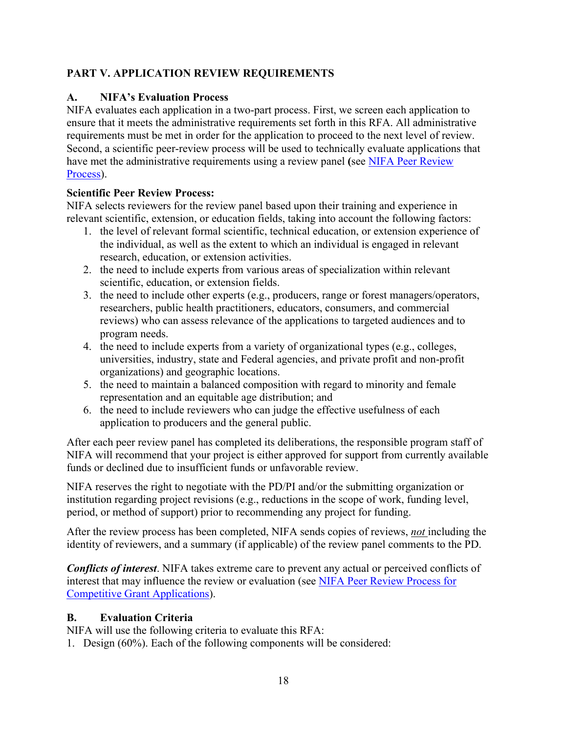## PART V. APPLICATION REVIEW REQUIREMENTS

### A. NIFA's Evaluation Process

NIFA evaluates each application in a two-part process. First, we screen each application to ensure that it meets the administrative requirements set forth in this RFA. All administrative requirements must be met in order for the application to proceed to the next level of review. Second, a scientific peer-review process will be used to technically evaluate applications that have met the administrative requirements using a review panel **(**see [NIFA Peer Review Process](NIFA Peer Review Process)).

**Scientific Peer Review Process:**

NIFA selects reviewers for the review panel based upon their training and experience in relevant scientific, extension, or education fields, taking into account the following factors:

1. the level of relevant formal scientific, technical education, or extension experience of the individual, as well as the extent to which an individual is engaged in relevant research, education, or extension activities.
2. the need to include experts from various areas of specialization within relevant scientific, education, or extension fields.
3. the need to include other experts (e.g., producers, range or forest managers/operators, researchers, public health practitioners, educators, consumers, and commercial reviews) who can assess relevance of the applications to targeted audiences and to program needs.
4. the need to include experts from a variety of organizational types (e.g., colleges, universities, industry, state and Federal agencies, and private profit and non-profit organizations) and geographic locations.
5. the need to maintain a balanced composition with regard to minority and female representation and an equitable age distribution; and
6. the need to include reviewers who can judge the effective usefulness of each application to producers and the general public.

After each peer review panel has completed its deliberations, the responsible program staff of NIFA will recommend that your project is either approved for support from currently available funds or declined due to insufficient funds or unfavorable review.

NIFA reserves the right to negotiate with the PD/PI and/or the submitting organization or institution regarding project revisions (e.g., reductions in the scope of work, funding level, period, or method of support) prior to recommending any project for funding.

After the review process has been completed, NIFA sends copies of reviews, ***not*** including the identity of reviewers, and a summary (if applicable) of the review panel comments to the PD.

***Conflicts of interest***. NIFA takes extreme care to prevent any actual or perceived conflicts of interest that may influence the review or evaluation (see [NIFA Peer Review Process for Competitive Grant Applications](NIFA Peer Review Process for Competitive Grant Applications)).

### B. Evaluation Criteria

NIFA will use the following criteria to evaluate this RFA:

1. Design (60%). Each of the following components will be considered: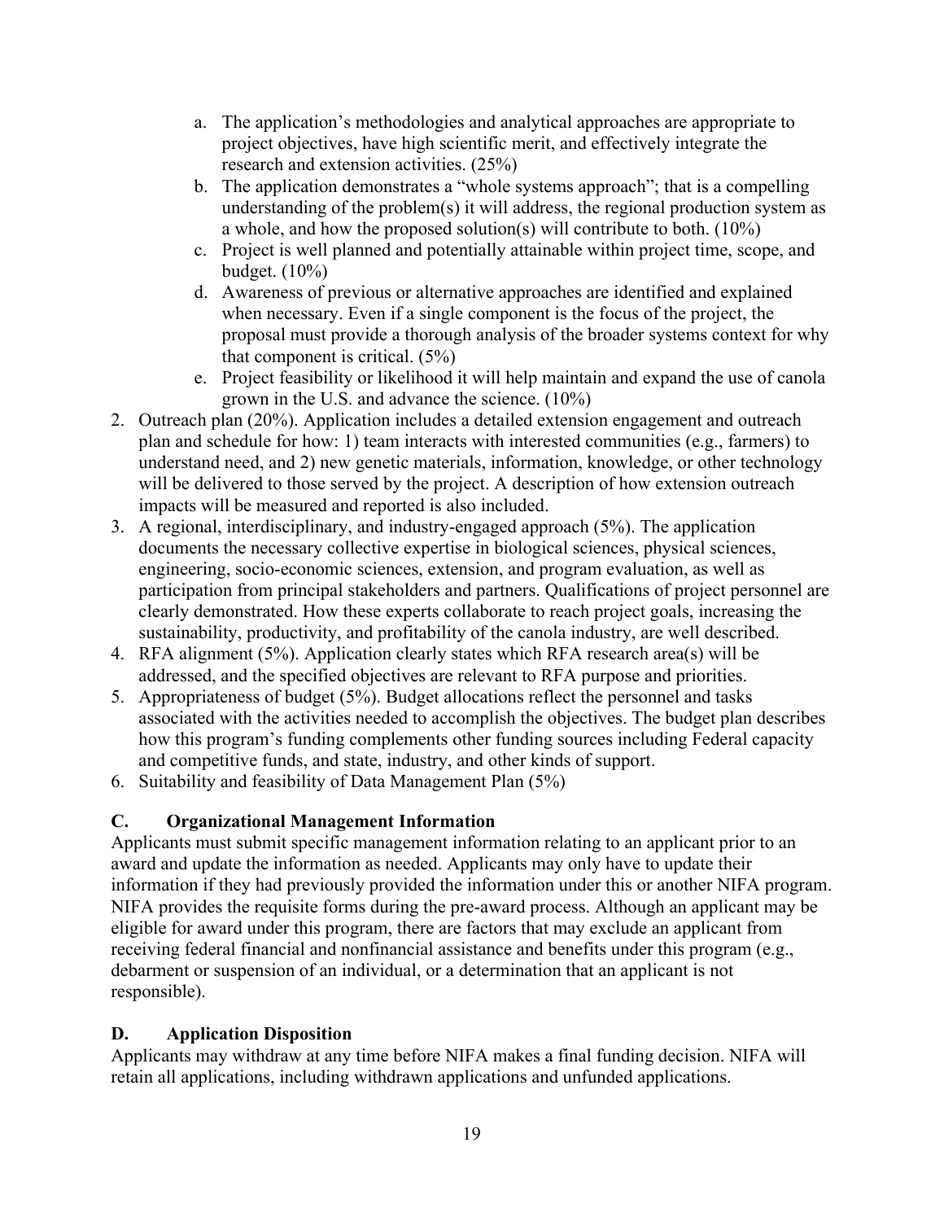a. The application's methodologies and analytical approaches are appropriate to project objectives, have high scientific merit, and effectively integrate the research and extension activities. (25%)
b. The application demonstrates a "whole systems approach"; that is a compelling understanding of the problem(s) it will address, the regional production system as a whole, and how the proposed solution(s) will contribute to both. (10%)
c. Project is well planned and potentially attainable within project time, scope, and budget. (10%)
d. Awareness of previous or alternative approaches are identified and explained when necessary. Even if a single component is the focus of the project, the proposal must provide a thorough analysis of the broader systems context for why that component is critical. (5%)
e. Project feasibility or likelihood it will help maintain and expand the use of canola grown in the U.S. and advance the science. (10%)

2. Outreach plan (20%). Application includes a detailed extension engagement and outreach plan and schedule for how: 1) team interacts with interested communities (e.g., farmers) to understand need, and 2) new genetic materials, information, knowledge, or other technology will be delivered to those served by the project. A description of how extension outreach impacts will be measured and reported is also included.
3. A regional, interdisciplinary, and industry-engaged approach (5%). The application documents the necessary collective expertise in biological sciences, physical sciences, engineering, socio-economic sciences, extension, and program evaluation, as well as participation from principal stakeholders and partners. Qualifications of project personnel are clearly demonstrated. How these experts collaborate to reach project goals, increasing the sustainability, productivity, and profitability of the canola industry, are well described.
4. RFA alignment (5%). Application clearly states which RFA research area(s) will be addressed, and the specified objectives are relevant to RFA purpose and priorities.
5. Appropriateness of budget (5%). Budget allocations reflect the personnel and tasks associated with the activities needed to accomplish the objectives. The budget plan describes how this program's funding complements other funding sources including Federal capacity and competitive funds, and state, industry, and other kinds of support.
6. Suitability and feasibility of Data Management Plan (5%)

## C. Organizational Management Information

Applicants must submit specific management information relating to an applicant prior to an award and update the information as needed. Applicants may only have to update their information if they had previously provided the information under this or another NIFA program. NIFA provides the requisite forms during the pre-award process. Although an applicant may be eligible for award under this program, there are factors that may exclude an applicant from receiving federal financial and nonfinancial assistance and benefits under this program (e.g., debarment or suspension of an individual, or a determination that an applicant is not responsible).

## D. Application Disposition

Applicants may withdraw at any time before NIFA makes a final funding decision. NIFA will retain all applications, including withdrawn applications and unfunded applications.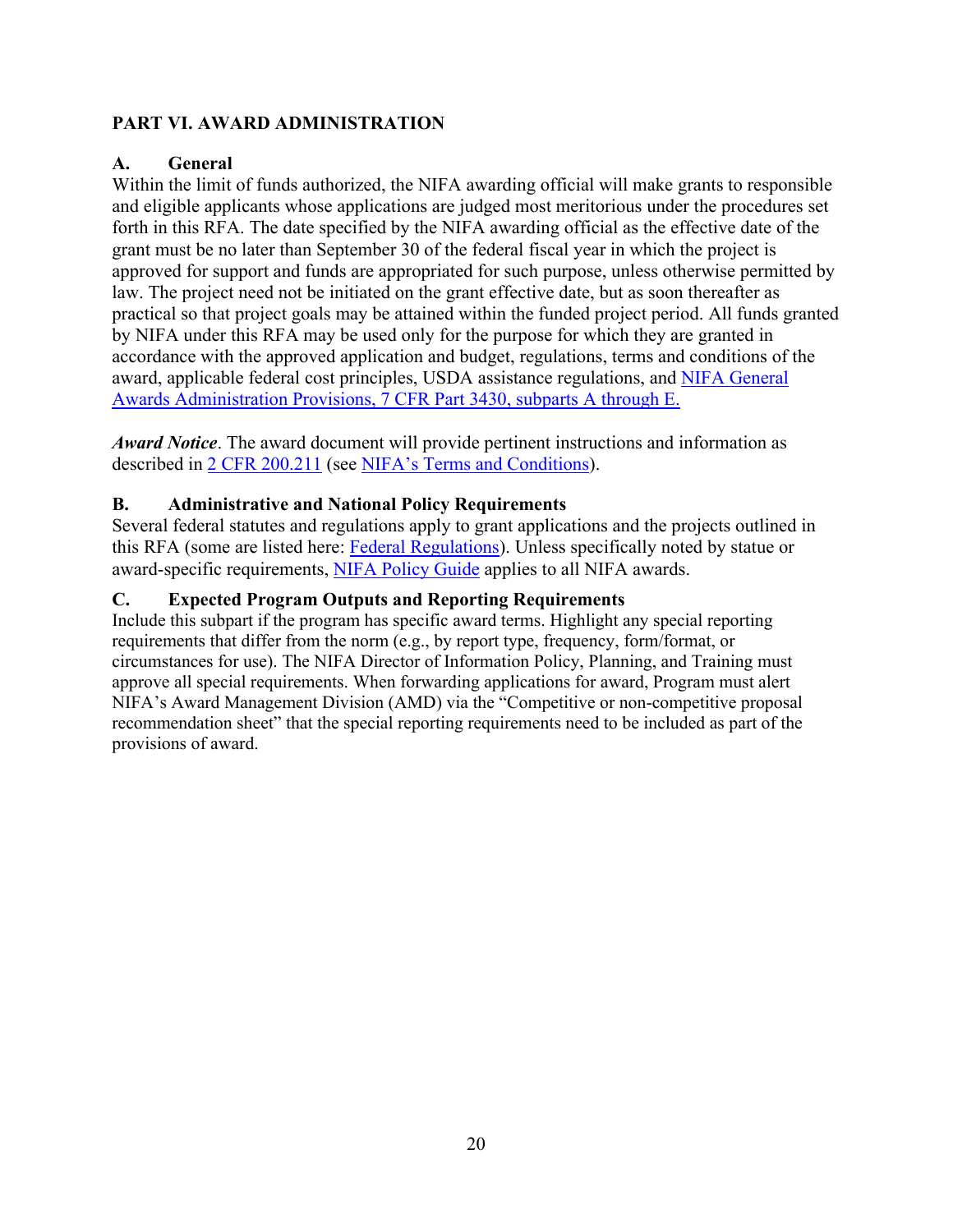## PART VI. AWARD ADMINISTRATION

### A. General

Within the limit of funds authorized, the NIFA awarding official will make grants to responsible and eligible applicants whose applications are judged most meritorious under the procedures set forth in this RFA. The date specified by the NIFA awarding official as the effective date of the grant must be no later than September 30 of the federal fiscal year in which the project is approved for support and funds are appropriated for such purpose, unless otherwise permitted by law. The project need not be initiated on the grant effective date, but as soon thereafter as practical so that project goals may be attained within the funded project period. All funds granted by NIFA under this RFA may be used only for the purpose for which they are granted in accordance with the approved application and budget, regulations, terms and conditions of the award, applicable federal cost principles, USDA assistance regulations, and NIFA General Awards Administration Provisions, 7 CFR Part 3430, subparts A through E.

***Award Notice***. The award document will provide pertinent instructions and information as described in 2 CFR 200.211 (see NIFA's Terms and Conditions).

### B. Administrative and National Policy Requirements

Several federal statutes and regulations apply to grant applications and the projects outlined in this RFA (some are listed here: Federal Regulations). Unless specifically noted by statue or award-specific requirements, NIFA Policy Guide applies to all NIFA awards.

### C. Expected Program Outputs and Reporting Requirements

Include this subpart if the program has specific award terms. Highlight any special reporting requirements that differ from the norm (e.g., by report type, frequency, form/format, or circumstances for use). The NIFA Director of Information Policy, Planning, and Training must approve all special requirements. When forwarding applications for award, Program must alert NIFA's Award Management Division (AMD) via the "Competitive or non-competitive proposal recommendation sheet" that the special reporting requirements need to be included as part of the provisions of award.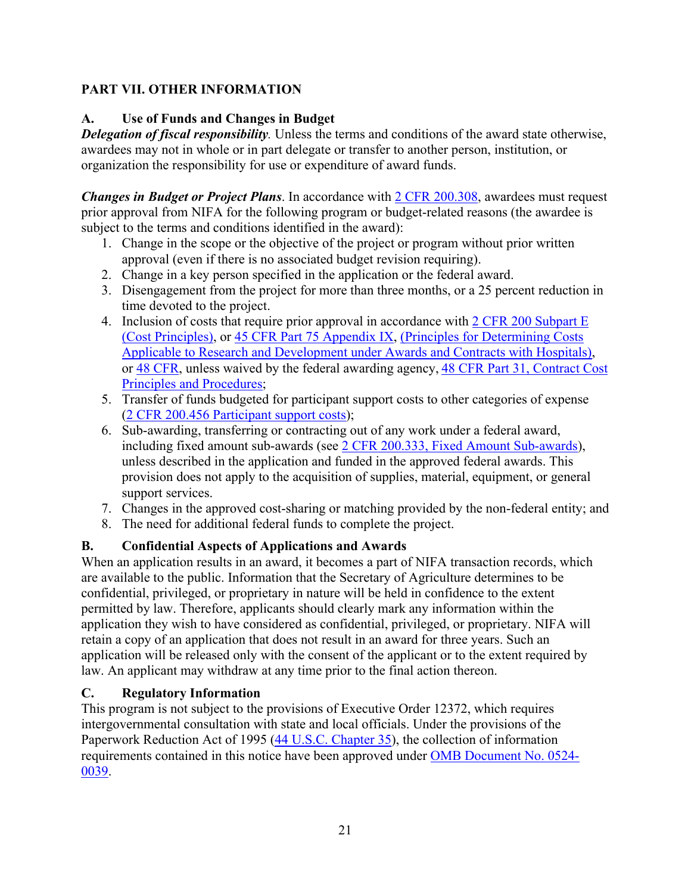## PART VII. OTHER INFORMATION

### A. Use of Funds and Changes in Budget

***Delegation of fiscal responsibility***. Unless the terms and conditions of the award state otherwise, awardees may not in whole or in part delegate or transfer to another person, institution, or organization the responsibility for use or expenditure of award funds.

***Changes in Budget or Project Plans***. In accordance with 2 CFR 200.308, awardees must request prior approval from NIFA for the following program or budget-related reasons (the awardee is subject to the terms and conditions identified in the award):

1. Change in the scope or the objective of the project or program without prior written approval (even if there is no associated budget revision requiring).
2. Change in a key person specified in the application or the federal award.
3. Disengagement from the project for more than three months, or a 25 percent reduction in time devoted to the project.
4. Inclusion of costs that require prior approval in accordance with 2 CFR 200 Subpart E (Cost Principles), or 45 CFR Part 75 Appendix IX, (Principles for Determining Costs Applicable to Research and Development under Awards and Contracts with Hospitals), or 48 CFR, unless waived by the federal awarding agency, 48 CFR Part 31, Contract Cost Principles and Procedures;
5. Transfer of funds budgeted for participant support costs to other categories of expense (2 CFR 200.456 Participant support costs);
6. Sub-awarding, transferring or contracting out of any work under a federal award, including fixed amount sub-awards (see 2 CFR 200.333, Fixed Amount Sub-awards), unless described in the application and funded in the approved federal awards. This provision does not apply to the acquisition of supplies, material, equipment, or general support services.
7. Changes in the approved cost-sharing or matching provided by the non-federal entity; and
8. The need for additional federal funds to complete the project.

### B. Confidential Aspects of Applications and Awards

When an application results in an award, it becomes a part of NIFA transaction records, which are available to the public. Information that the Secretary of Agriculture determines to be confidential, privileged, or proprietary in nature will be held in confidence to the extent permitted by law. Therefore, applicants should clearly mark any information within the application they wish to have considered as confidential, privileged, or proprietary. NIFA will retain a copy of an application that does not result in an award for three years. Such an application will be released only with the consent of the applicant or to the extent required by law. An applicant may withdraw at any time prior to the final action thereon.

### C. Regulatory Information

This program is not subject to the provisions of Executive Order 12372, which requires intergovernmental consultation with state and local officials. Under the provisions of the Paperwork Reduction Act of 1995 (44 U.S.C. Chapter 35), the collection of information requirements contained in this notice have been approved under OMB Document No. 0524-0039.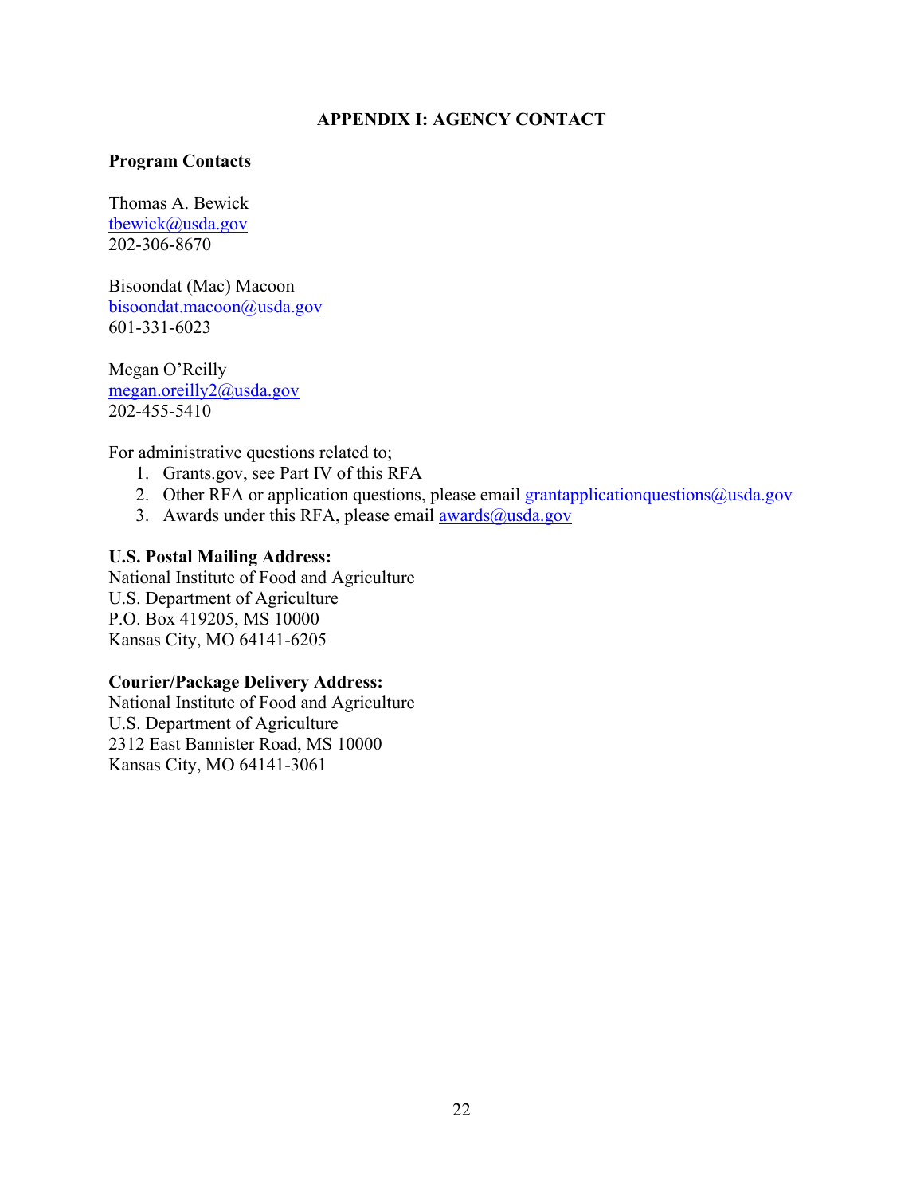## APPENDIX I: AGENCY CONTACT

**Program Contacts**

Thomas A. Bewick
tbewick@usda.gov
202-306-8670

Bisoondat (Mac) Macoon
bisoondat.macoon@usda.gov
601-331-6023

Megan O'Reilly
megan.oreilly2@usda.gov
202-455-5410

For administrative questions related to;

1. Grants.gov, see Part IV of this RFA
2. Other RFA or application questions, please email grantapplicationquestions@usda.gov
3. Awards under this RFA, please email awards@usda.gov

**U.S. Postal Mailing Address:**
National Institute of Food and Agriculture
U.S. Department of Agriculture
P.O. Box 419205, MS 10000
Kansas City, MO 64141-6205

**Courier/Package Delivery Address:**
National Institute of Food and Agriculture
U.S. Department of Agriculture
2312 East Bannister Road, MS 10000
Kansas City, MO 64141-3061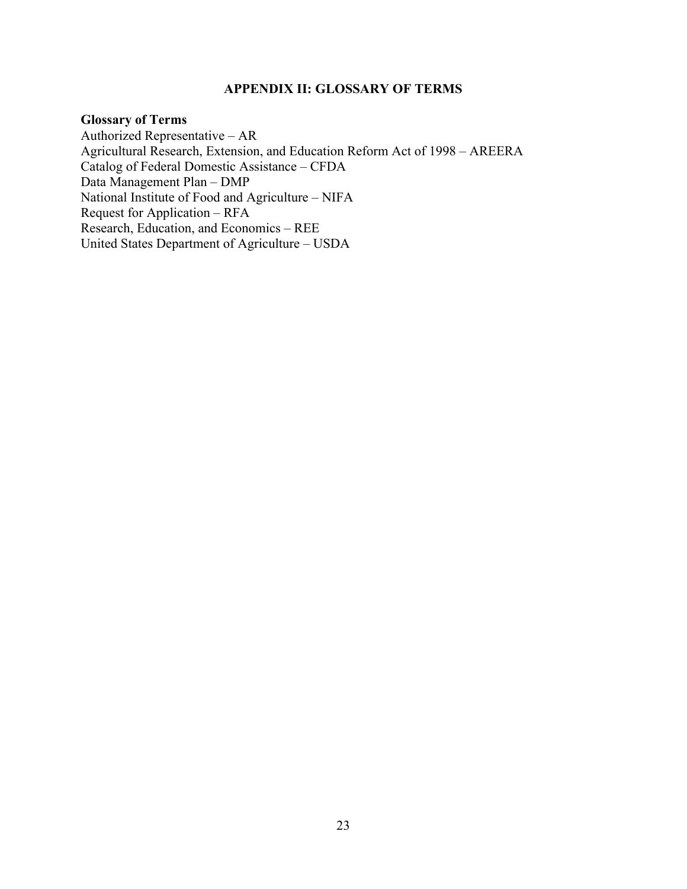# APPENDIX II: GLOSSARY OF TERMS

**Glossary of Terms**

Authorized Representative – AR
Agricultural Research, Extension, and Education Reform Act of 1998 – AREERA
Catalog of Federal Domestic Assistance – CFDA
Data Management Plan – DMP
National Institute of Food and Agriculture – NIFA
Request for Application – RFA
Research, Education, and Economics – REE
United States Department of Agriculture – USDA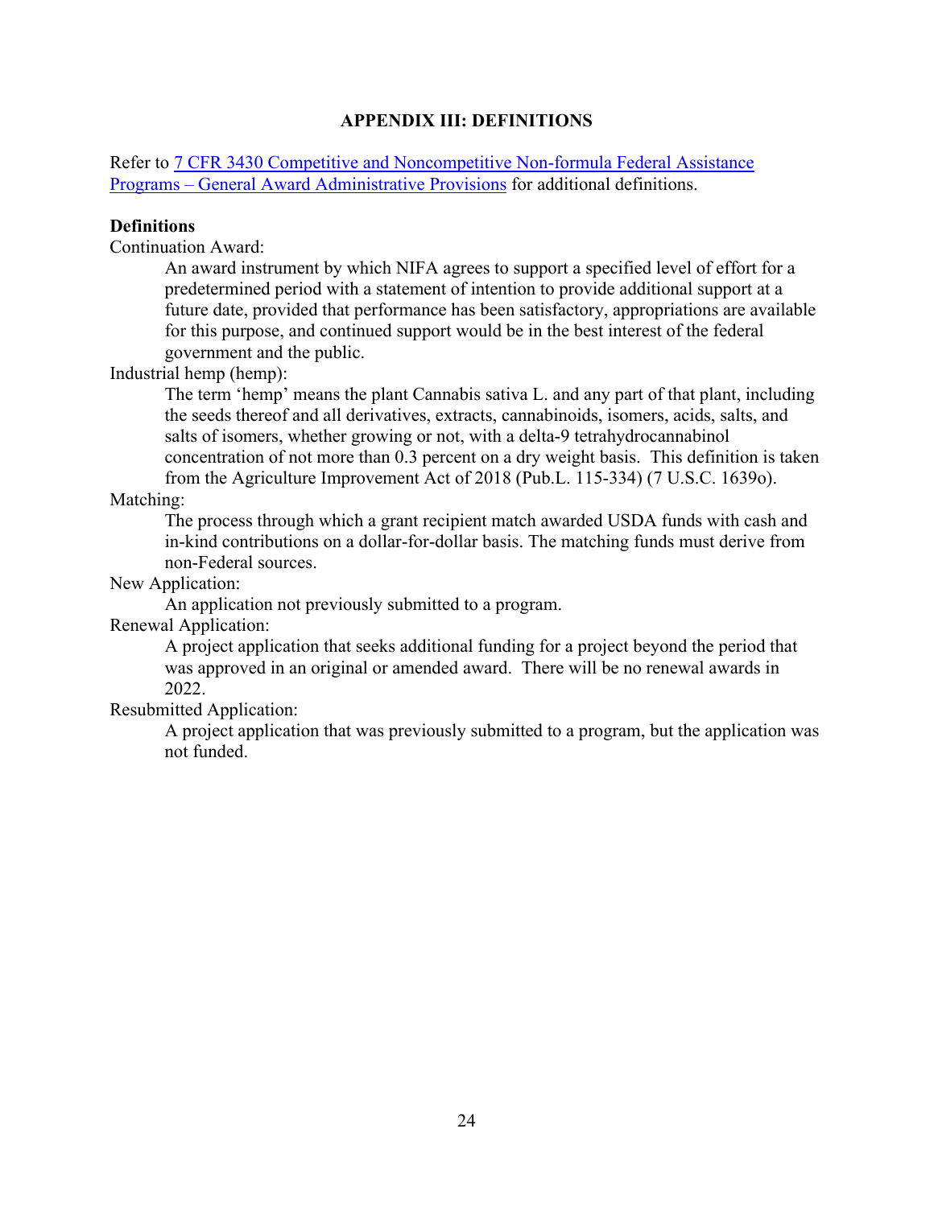## APPENDIX III: DEFINITIONS

Refer to [7 CFR 3430 Competitive and Noncompetitive Non-formula Federal Assistance Programs – General Award Administrative Provisions]() for additional definitions.

**Definitions**

Continuation Award:

An award instrument by which NIFA agrees to support a specified level of effort for a predetermined period with a statement of intention to provide additional support at a future date, provided that performance has been satisfactory, appropriations are available for this purpose, and continued support would be in the best interest of the federal government and the public.

Industrial hemp (hemp):

The term 'hemp' means the plant Cannabis sativa L. and any part of that plant, including the seeds thereof and all derivatives, extracts, cannabinoids, isomers, acids, salts, and salts of isomers, whether growing or not, with a delta-9 tetrahydrocannabinol concentration of not more than 0.3 percent on a dry weight basis. This definition is taken from the Agriculture Improvement Act of 2018 (Pub.L. 115-334) (7 U.S.C. 1639o).

Matching:

The process through which a grant recipient match awarded USDA funds with cash and in-kind contributions on a dollar-for-dollar basis. The matching funds must derive from non-Federal sources.

New Application:

An application not previously submitted to a program.

Renewal Application:

A project application that seeks additional funding for a project beyond the period that was approved in an original or amended award. There will be no renewal awards in 2022.

Resubmitted Application:

A project application that was previously submitted to a program, but the application was not funded.